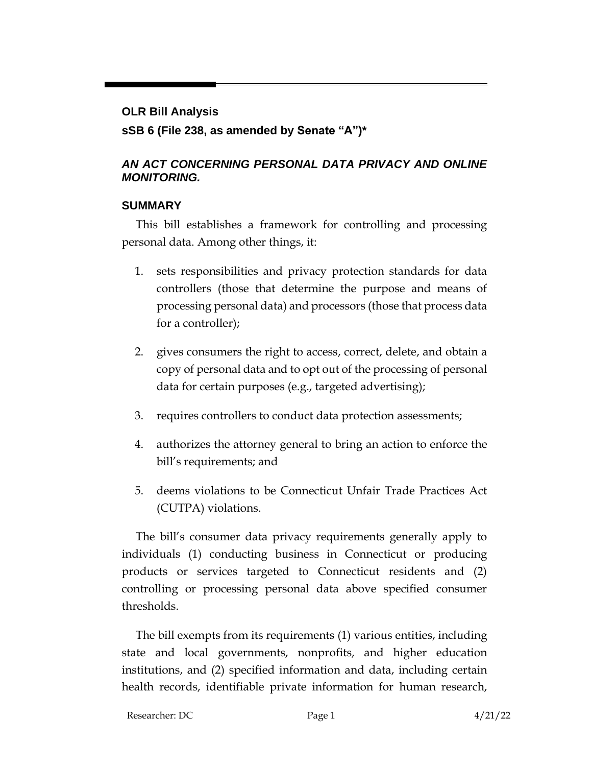**OLR Bill Analysis**

**sSB 6 (File 238, as amended by Senate "A")***

## *AN ACT CONCERNING PERSONAL DATA PRIVACY AND ONLINE MONITORING.*

## SUMMARY

This bill establishes a framework for controlling and processing personal data. Among other things, it:

1. sets responsibilities and privacy protection standards for data controllers (those that determine the purpose and means of processing personal data) and processors (those that process data for a controller);
2. gives consumers the right to access, correct, delete, and obtain a copy of personal data and to opt out of the processing of personal data for certain purposes (e.g., targeted advertising);
3. requires controllers to conduct data protection assessments;
4. authorizes the attorney general to bring an action to enforce the bill's requirements; and
5. deems violations to be Connecticut Unfair Trade Practices Act (CUTPA) violations.

The bill's consumer data privacy requirements generally apply to individuals (1) conducting business in Connecticut or producing products or services targeted to Connecticut residents and (2) controlling or processing personal data above specified consumer thresholds.

The bill exempts from its requirements (1) various entities, including state and local governments, nonprofits, and higher education institutions, and (2) specified information and data, including certain health records, identifiable private information for human research,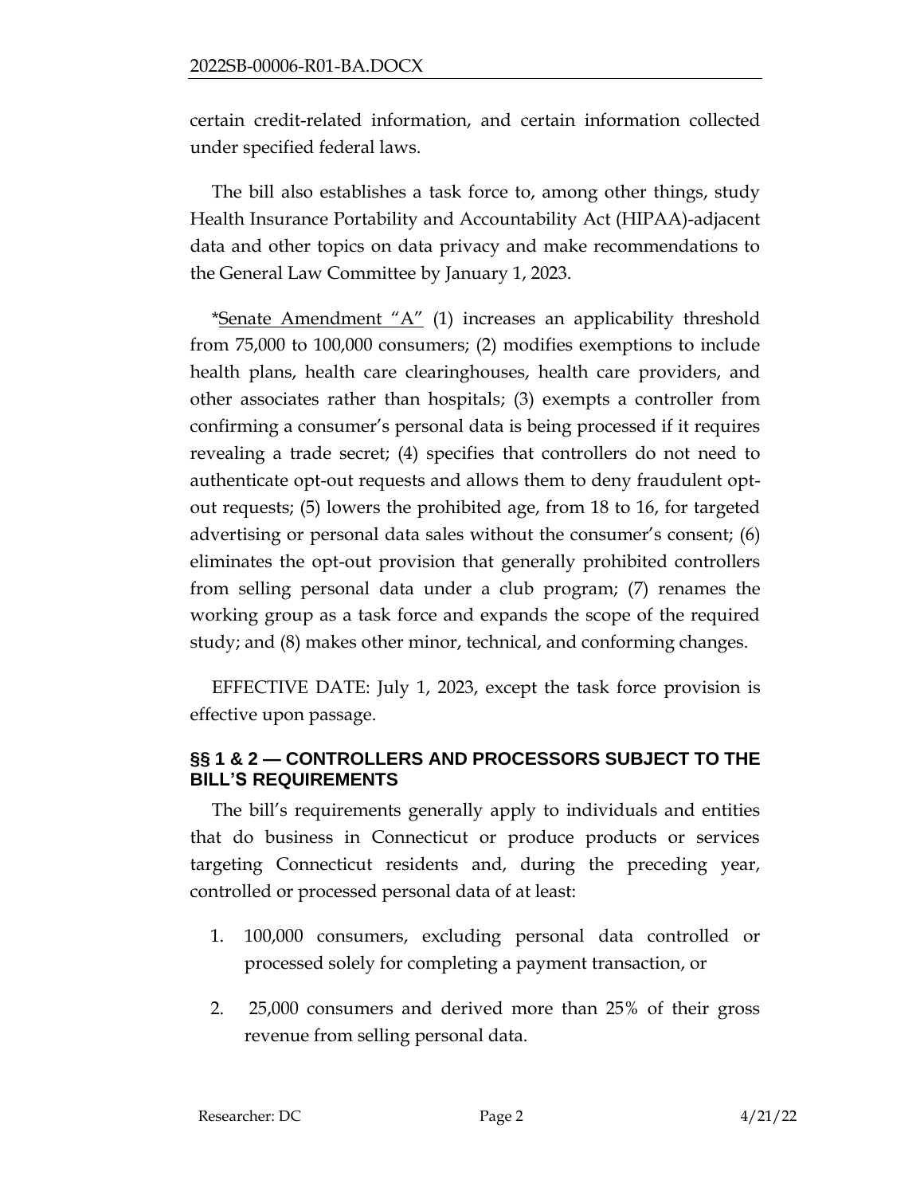certain credit-related information, and certain information collected under specified federal laws.

The bill also establishes a task force to, among other things, study Health Insurance Portability and Accountability Act (HIPAA)-adjacent data and other topics on data privacy and make recommendations to the General Law Committee by January 1, 2023.

*Senate Amendment "A" (1) increases an applicability threshold from 75,000 to 100,000 consumers; (2) modifies exemptions to include health plans, health care clearinghouses, health care providers, and other associates rather than hospitals; (3) exempts a controller from confirming a consumer's personal data is being processed if it requires revealing a trade secret; (4) specifies that controllers do not need to authenticate opt-out requests and allows them to deny fraudulent opt-out requests; (5) lowers the prohibited age, from 18 to 16, for targeted advertising or personal data sales without the consumer's consent; (6) eliminates the opt-out provision that generally prohibited controllers from selling personal data under a club program; (7) renames the working group as a task force and expands the scope of the required study; and (8) makes other minor, technical, and conforming changes.

EFFECTIVE DATE: July 1, 2023, except the task force provision is effective upon passage.

## §§ 1 & 2 — CONTROLLERS AND PROCESSORS SUBJECT TO THE BILL'S REQUIREMENTS

The bill's requirements generally apply to individuals and entities that do business in Connecticut or produce products or services targeting Connecticut residents and, during the preceding year, controlled or processed personal data of at least:

1. 100,000 consumers, excluding personal data controlled or processed solely for completing a payment transaction, or
2. 25,000 consumers and derived more than 25% of their gross revenue from selling personal data.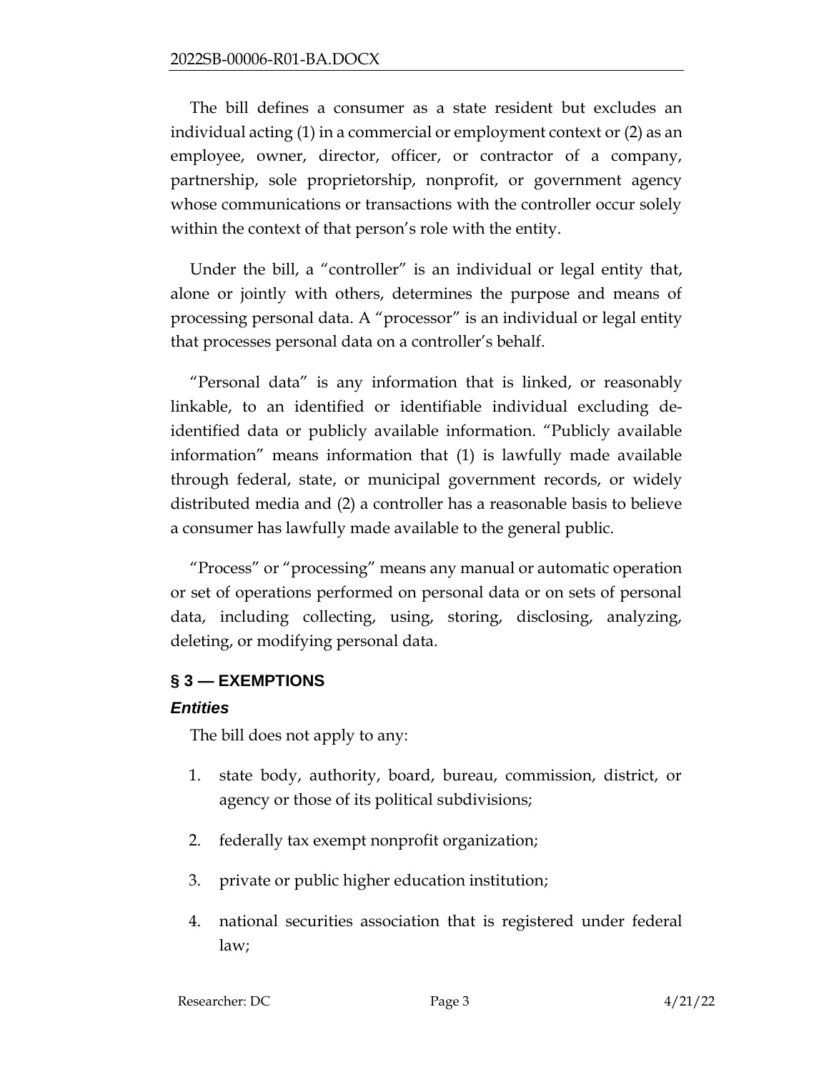The bill defines a consumer as a state resident but excludes an individual acting (1) in a commercial or employment context or (2) as an employee, owner, director, officer, or contractor of a company, partnership, sole proprietorship, nonprofit, or government agency whose communications or transactions with the controller occur solely within the context of that person's role with the entity.

Under the bill, a "controller" is an individual or legal entity that, alone or jointly with others, determines the purpose and means of processing personal data. A "processor" is an individual or legal entity that processes personal data on a controller's behalf.

"Personal data" is any information that is linked, or reasonably linkable, to an identified or identifiable individual excluding de-identified data or publicly available information. "Publicly available information" means information that (1) is lawfully made available through federal, state, or municipal government records, or widely distributed media and (2) a controller has a reasonable basis to believe a consumer has lawfully made available to the general public.

"Process" or "processing" means any manual or automatic operation or set of operations performed on personal data or on sets of personal data, including collecting, using, storing, disclosing, analyzing, deleting, or modifying personal data.

## § 3 — EXEMPTIONS

### *Entities*

The bill does not apply to any:

1. state body, authority, board, bureau, commission, district, or agency or those of its political subdivisions;
2. federally tax exempt nonprofit organization;
3. private or public higher education institution;
4. national securities association that is registered under federal law;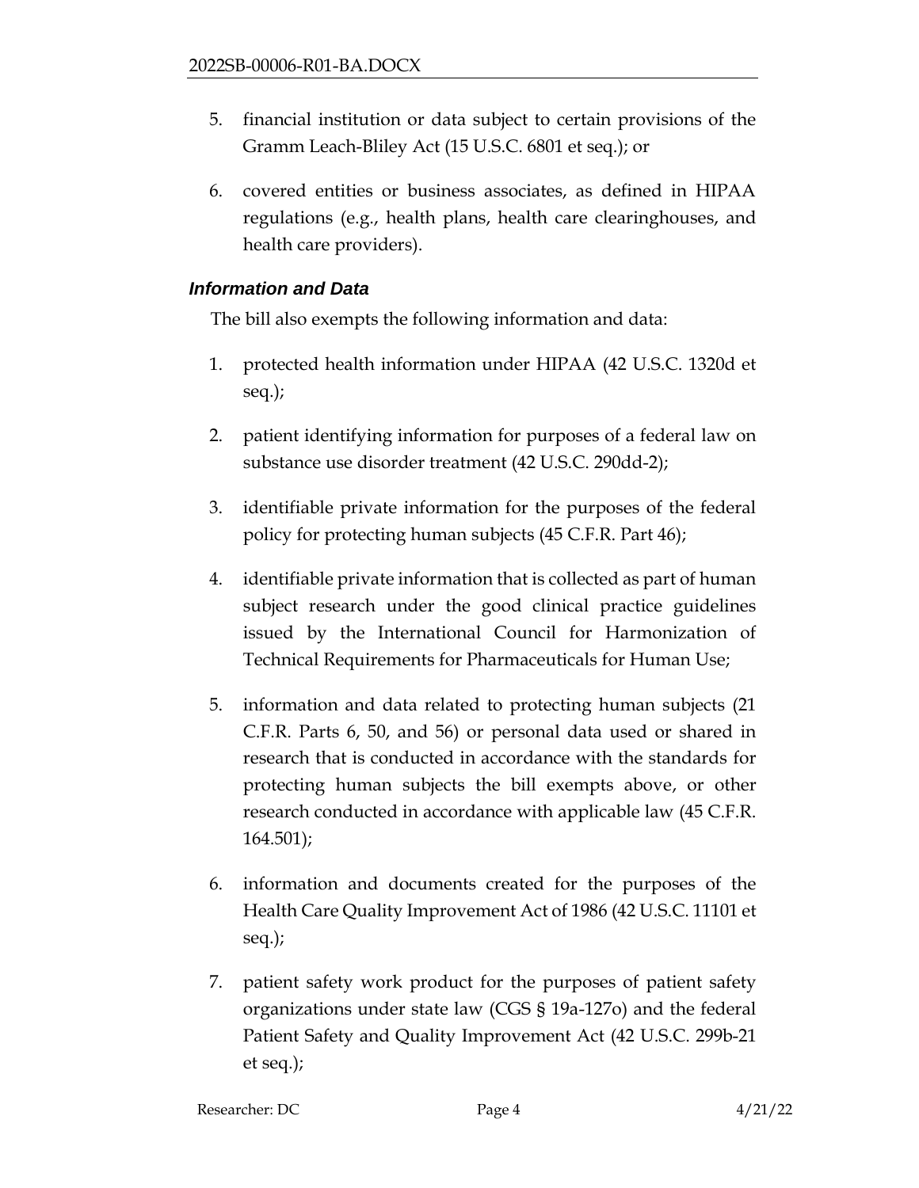5. financial institution or data subject to certain provisions of the Gramm Leach-Bliley Act (15 U.S.C. 6801 et seq.); or

6. covered entities or business associates, as defined in HIPAA regulations (e.g., health plans, health care clearinghouses, and health care providers).

### *Information and Data*

The bill also exempts the following information and data:

1. protected health information under HIPAA (42 U.S.C. 1320d et seq.);

2. patient identifying information for purposes of a federal law on substance use disorder treatment (42 U.S.C. 290dd-2);

3. identifiable private information for the purposes of the federal policy for protecting human subjects (45 C.F.R. Part 46);

4. identifiable private information that is collected as part of human subject research under the good clinical practice guidelines issued by the International Council for Harmonization of Technical Requirements for Pharmaceuticals for Human Use;

5. information and data related to protecting human subjects (21 C.F.R. Parts 6, 50, and 56) or personal data used or shared in research that is conducted in accordance with the standards for protecting human subjects the bill exempts above, or other research conducted in accordance with applicable law (45 C.F.R. 164.501);

6. information and documents created for the purposes of the Health Care Quality Improvement Act of 1986 (42 U.S.C. 11101 et seq.);

7. patient safety work product for the purposes of patient safety organizations under state law (CGS § 19a-127o) and the federal Patient Safety and Quality Improvement Act (42 U.S.C. 299b-21 et seq.);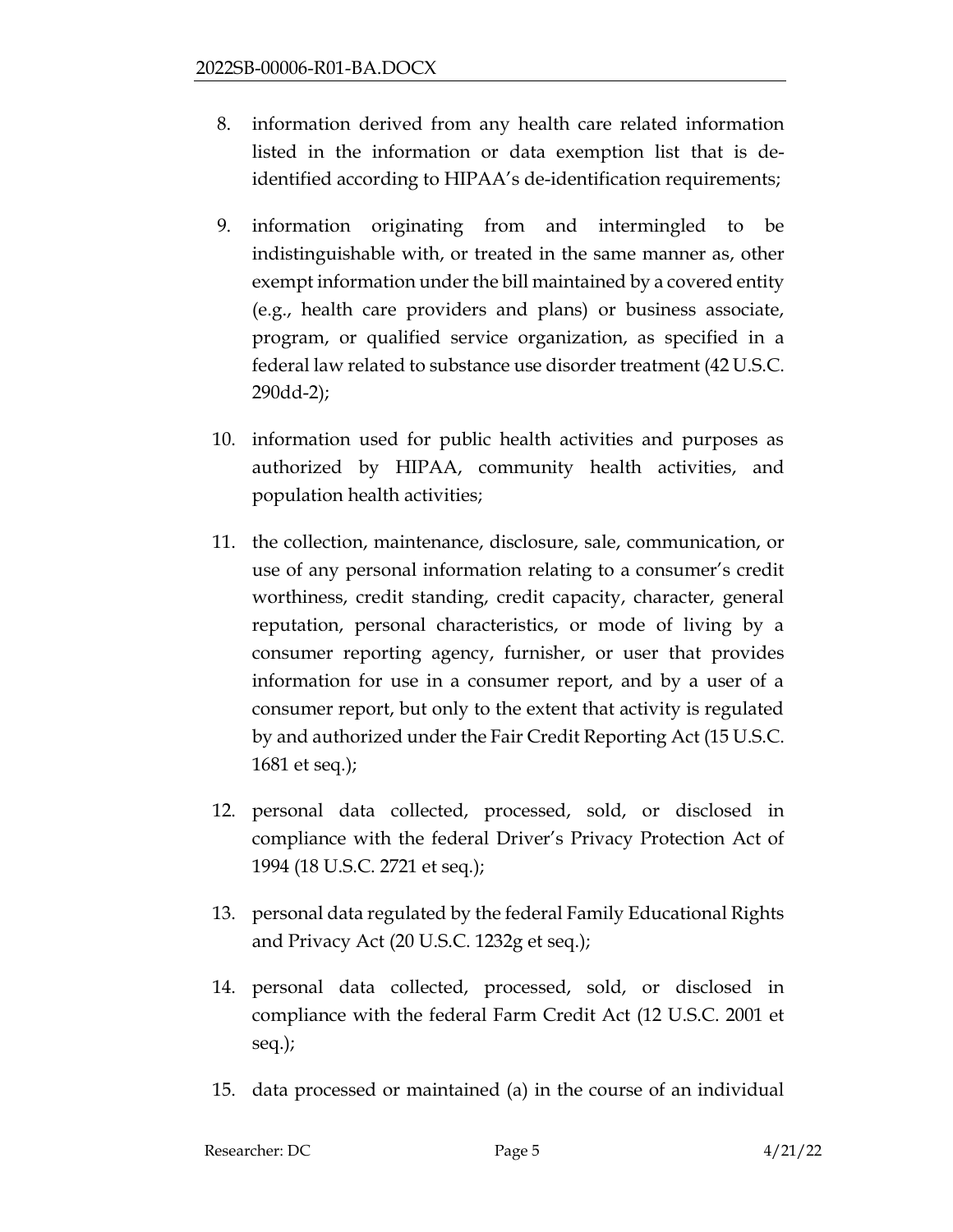8. information derived from any health care related information listed in the information or data exemption list that is de-identified according to HIPAA's de-identification requirements;

9. information originating from and intermingled to be indistinguishable with, or treated in the same manner as, other exempt information under the bill maintained by a covered entity (e.g., health care providers and plans) or business associate, program, or qualified service organization, as specified in a federal law related to substance use disorder treatment (42 U.S.C. 290dd-2);

10. information used for public health activities and purposes as authorized by HIPAA, community health activities, and population health activities;

11. the collection, maintenance, disclosure, sale, communication, or use of any personal information relating to a consumer's credit worthiness, credit standing, credit capacity, character, general reputation, personal characteristics, or mode of living by a consumer reporting agency, furnisher, or user that provides information for use in a consumer report, and by a user of a consumer report, but only to the extent that activity is regulated by and authorized under the Fair Credit Reporting Act (15 U.S.C. 1681 et seq.);

12. personal data collected, processed, sold, or disclosed in compliance with the federal Driver's Privacy Protection Act of 1994 (18 U.S.C. 2721 et seq.);

13. personal data regulated by the federal Family Educational Rights and Privacy Act (20 U.S.C. 1232g et seq.);

14. personal data collected, processed, sold, or disclosed in compliance with the federal Farm Credit Act (12 U.S.C. 2001 et seq.);

15. data processed or maintained (a) in the course of an individual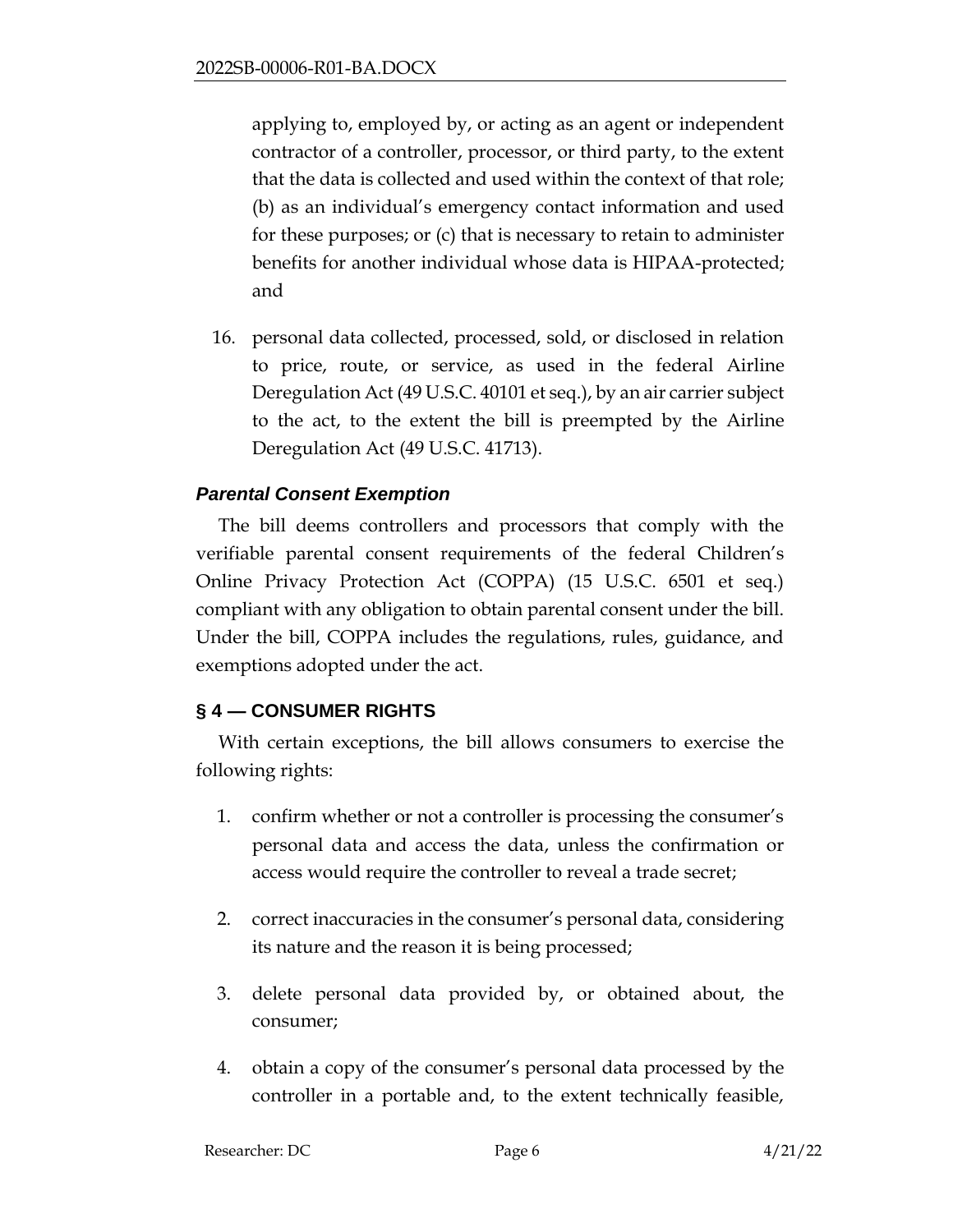applying to, employed by, or acting as an agent or independent contractor of a controller, processor, or third party, to the extent that the data is collected and used within the context of that role; (b) as an individual's emergency contact information and used for these purposes; or (c) that is necessary to retain to administer benefits for another individual whose data is HIPAA-protected; and

16. personal data collected, processed, sold, or disclosed in relation to price, route, or service, as used in the federal Airline Deregulation Act (49 U.S.C. 40101 et seq.), by an air carrier subject to the act, to the extent the bill is preempted by the Airline Deregulation Act (49 U.S.C. 41713).

### *Parental Consent Exemption*

The bill deems controllers and processors that comply with the verifiable parental consent requirements of the federal Children's Online Privacy Protection Act (COPPA) (15 U.S.C. 6501 et seq.) compliant with any obligation to obtain parental consent under the bill. Under the bill, COPPA includes the regulations, rules, guidance, and exemptions adopted under the act.

## § 4 — CONSUMER RIGHTS

With certain exceptions, the bill allows consumers to exercise the following rights:

1. confirm whether or not a controller is processing the consumer's personal data and access the data, unless the confirmation or access would require the controller to reveal a trade secret;

2. correct inaccuracies in the consumer's personal data, considering its nature and the reason it is being processed;

3. delete personal data provided by, or obtained about, the consumer;

4. obtain a copy of the consumer's personal data processed by the controller in a portable and, to the extent technically feasible,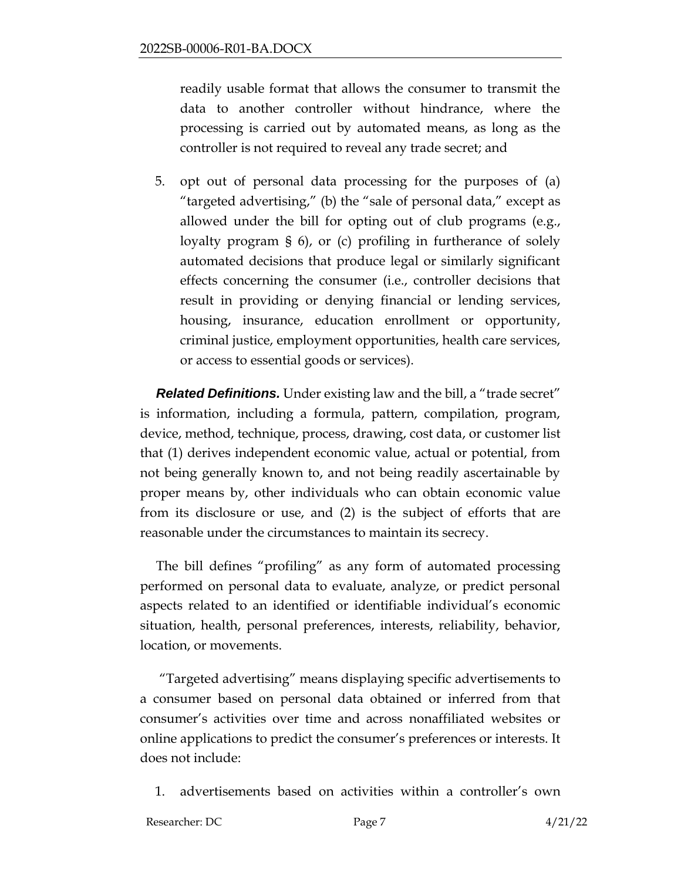readily usable format that allows the consumer to transmit the data to another controller without hindrance, where the processing is carried out by automated means, as long as the controller is not required to reveal any trade secret; and

5. opt out of personal data processing for the purposes of (a) "targeted advertising," (b) the "sale of personal data," except as allowed under the bill for opting out of club programs (e.g., loyalty program § 6), or (c) profiling in furtherance of solely automated decisions that produce legal or similarly significant effects concerning the consumer (i.e., controller decisions that result in providing or denying financial or lending services, housing, insurance, education enrollment or opportunity, criminal justice, employment opportunities, health care services, or access to essential goods or services).

***Related Definitions.*** Under existing law and the bill, a "trade secret" is information, including a formula, pattern, compilation, program, device, method, technique, process, drawing, cost data, or customer list that (1) derives independent economic value, actual or potential, from not being generally known to, and not being readily ascertainable by proper means by, other individuals who can obtain economic value from its disclosure or use, and (2) is the subject of efforts that are reasonable under the circumstances to maintain its secrecy.

The bill defines "profiling" as any form of automated processing performed on personal data to evaluate, analyze, or predict personal aspects related to an identified or identifiable individual's economic situation, health, personal preferences, interests, reliability, behavior, location, or movements.

"Targeted advertising" means displaying specific advertisements to a consumer based on personal data obtained or inferred from that consumer's activities over time and across nonaffiliated websites or online applications to predict the consumer's preferences or interests. It does not include:

1. advertisements based on activities within a controller's own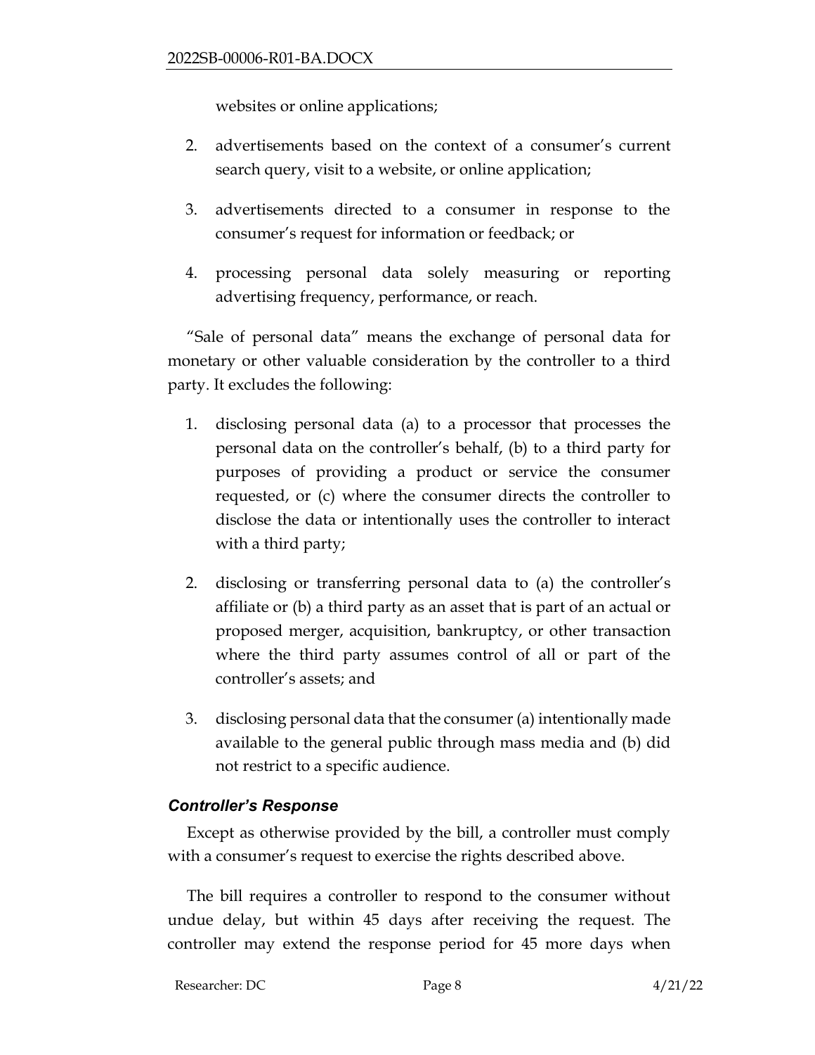websites or online applications;

2. advertisements based on the context of a consumer's current search query, visit to a website, or online application;
3. advertisements directed to a consumer in response to the consumer's request for information or feedback; or
4. processing personal data solely measuring or reporting advertising frequency, performance, or reach.

"Sale of personal data" means the exchange of personal data for monetary or other valuable consideration by the controller to a third party. It excludes the following:

1. disclosing personal data (a) to a processor that processes the personal data on the controller's behalf, (b) to a third party for purposes of providing a product or service the consumer requested, or (c) where the consumer directs the controller to disclose the data or intentionally uses the controller to interact with a third party;
2. disclosing or transferring personal data to (a) the controller's affiliate or (b) a third party as an asset that is part of an actual or proposed merger, acquisition, bankruptcy, or other transaction where the third party assumes control of all or part of the controller's assets; and
3. disclosing personal data that the consumer (a) intentionally made available to the general public through mass media and (b) did not restrict to a specific audience.

### *Controller's Response*

Except as otherwise provided by the bill, a controller must comply with a consumer's request to exercise the rights described above.

The bill requires a controller to respond to the consumer without undue delay, but within 45 days after receiving the request. The controller may extend the response period for 45 more days when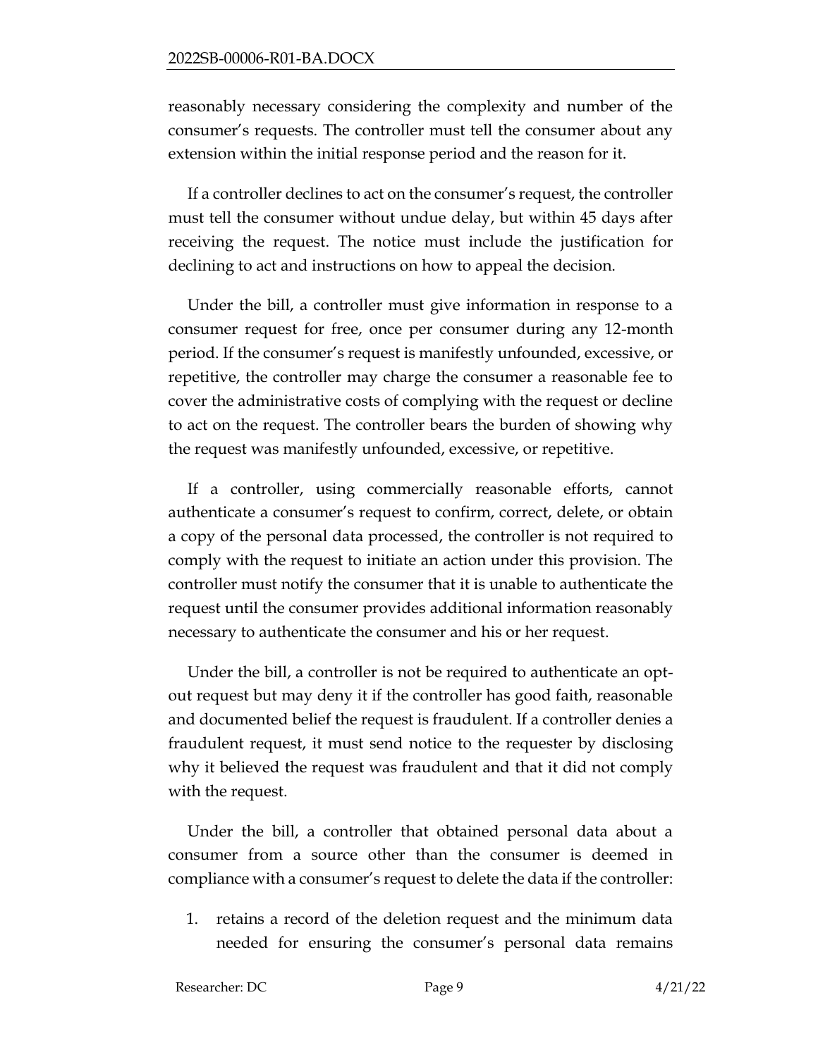reasonably necessary considering the complexity and number of the consumer's requests. The controller must tell the consumer about any extension within the initial response period and the reason for it.

If a controller declines to act on the consumer's request, the controller must tell the consumer without undue delay, but within 45 days after receiving the request. The notice must include the justification for declining to act and instructions on how to appeal the decision.

Under the bill, a controller must give information in response to a consumer request for free, once per consumer during any 12-month period. If the consumer's request is manifestly unfounded, excessive, or repetitive, the controller may charge the consumer a reasonable fee to cover the administrative costs of complying with the request or decline to act on the request. The controller bears the burden of showing why the request was manifestly unfounded, excessive, or repetitive.

If a controller, using commercially reasonable efforts, cannot authenticate a consumer's request to confirm, correct, delete, or obtain a copy of the personal data processed, the controller is not required to comply with the request to initiate an action under this provision. The controller must notify the consumer that it is unable to authenticate the request until the consumer provides additional information reasonably necessary to authenticate the consumer and his or her request.

Under the bill, a controller is not be required to authenticate an opt-out request but may deny it if the controller has good faith, reasonable and documented belief the request is fraudulent. If a controller denies a fraudulent request, it must send notice to the requester by disclosing why it believed the request was fraudulent and that it did not comply with the request.

Under the bill, a controller that obtained personal data about a consumer from a source other than the consumer is deemed in compliance with a consumer's request to delete the data if the controller:

1. retains a record of the deletion request and the minimum data needed for ensuring the consumer's personal data remains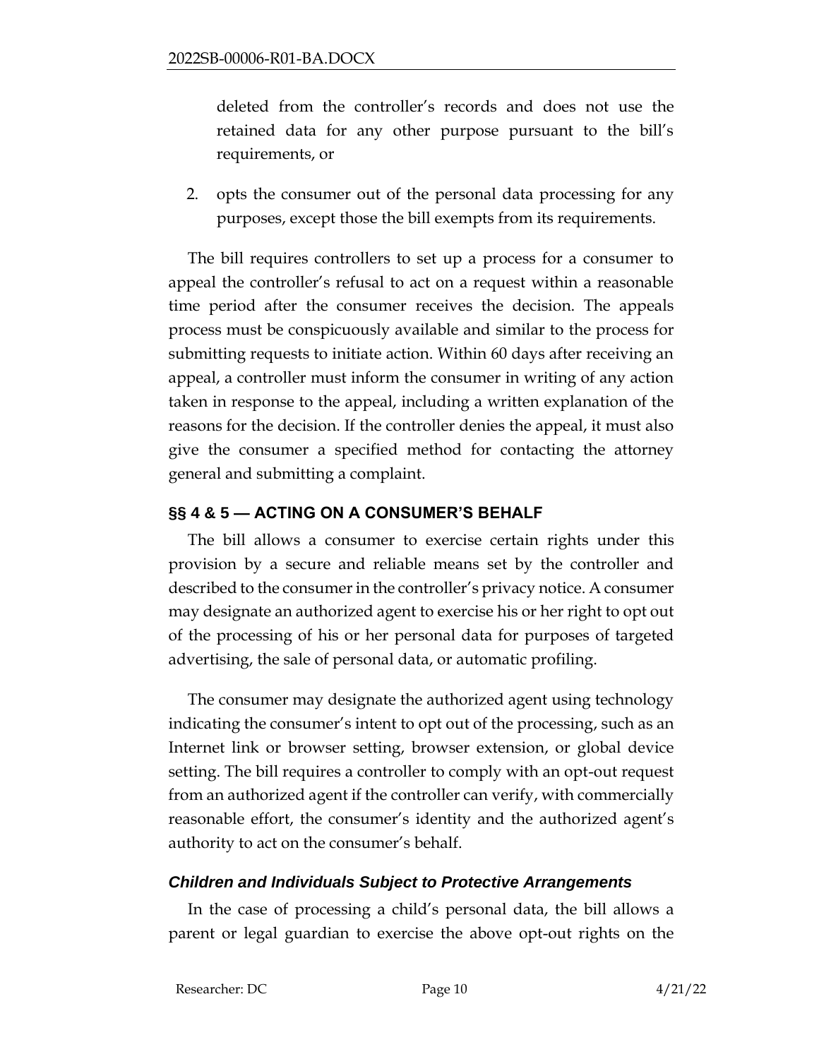deleted from the controller's records and does not use the retained data for any other purpose pursuant to the bill's requirements, or

2. opts the consumer out of the personal data processing for any purposes, except those the bill exempts from its requirements.

The bill requires controllers to set up a process for a consumer to appeal the controller's refusal to act on a request within a reasonable time period after the consumer receives the decision. The appeals process must be conspicuously available and similar to the process for submitting requests to initiate action. Within 60 days after receiving an appeal, a controller must inform the consumer in writing of any action taken in response to the appeal, including a written explanation of the reasons for the decision. If the controller denies the appeal, it must also give the consumer a specified method for contacting the attorney general and submitting a complaint.

## §§ 4 & 5 — ACTING ON A CONSUMER'S BEHALF

The bill allows a consumer to exercise certain rights under this provision by a secure and reliable means set by the controller and described to the consumer in the controller's privacy notice. A consumer may designate an authorized agent to exercise his or her right to opt out of the processing of his or her personal data for purposes of targeted advertising, the sale of personal data, or automatic profiling.

The consumer may designate the authorized agent using technology indicating the consumer's intent to opt out of the processing, such as an Internet link or browser setting, browser extension, or global device setting. The bill requires a controller to comply with an opt-out request from an authorized agent if the controller can verify, with commercially reasonable effort, the consumer's identity and the authorized agent's authority to act on the consumer's behalf.

### *Children and Individuals Subject to Protective Arrangements*

In the case of processing a child's personal data, the bill allows a parent or legal guardian to exercise the above opt-out rights on the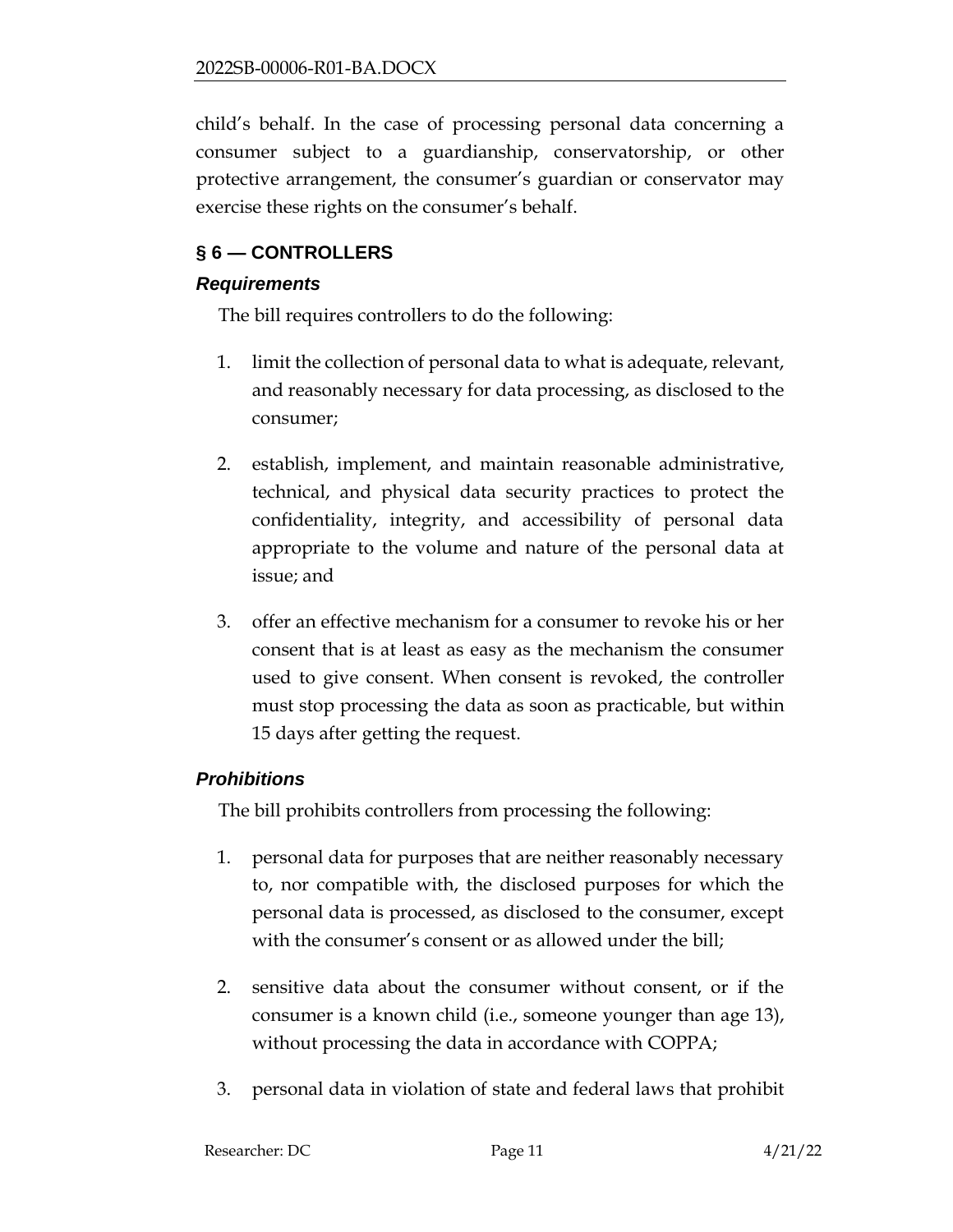child's behalf. In the case of processing personal data concerning a consumer subject to a guardianship, conservatorship, or other protective arrangement, the consumer's guardian or conservator may exercise these rights on the consumer's behalf.

## § 6 — CONTROLLERS

### *Requirements*

The bill requires controllers to do the following:

1. limit the collection of personal data to what is adequate, relevant, and reasonably necessary for data processing, as disclosed to the consumer;

2. establish, implement, and maintain reasonable administrative, technical, and physical data security practices to protect the confidentiality, integrity, and accessibility of personal data appropriate to the volume and nature of the personal data at issue; and

3. offer an effective mechanism for a consumer to revoke his or her consent that is at least as easy as the mechanism the consumer used to give consent. When consent is revoked, the controller must stop processing the data as soon as practicable, but within 15 days after getting the request.

### *Prohibitions*

The bill prohibits controllers from processing the following:

1. personal data for purposes that are neither reasonably necessary to, nor compatible with, the disclosed purposes for which the personal data is processed, as disclosed to the consumer, except with the consumer's consent or as allowed under the bill;

2. sensitive data about the consumer without consent, or if the consumer is a known child (i.e., someone younger than age 13), without processing the data in accordance with COPPA;

3. personal data in violation of state and federal laws that prohibit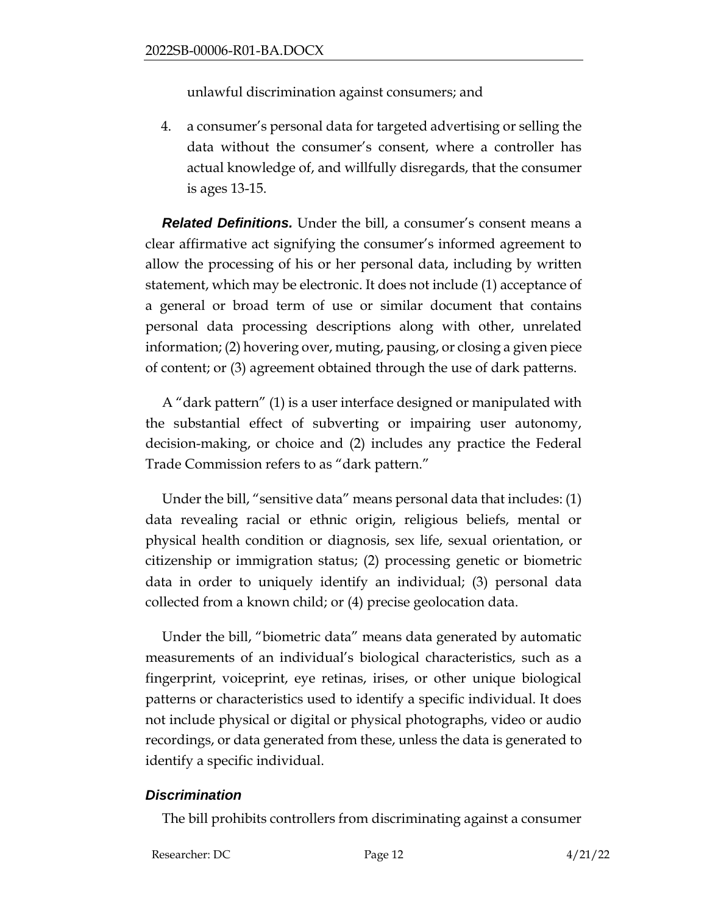unlawful discrimination against consumers; and

4. a consumer's personal data for targeted advertising or selling the data without the consumer's consent, where a controller has actual knowledge of, and willfully disregards, that the consumer is ages 13-15.

***Related Definitions.*** Under the bill, a consumer's consent means a clear affirmative act signifying the consumer's informed agreement to allow the processing of his or her personal data, including by written statement, which may be electronic. It does not include (1) acceptance of a general or broad term of use or similar document that contains personal data processing descriptions along with other, unrelated information; (2) hovering over, muting, pausing, or closing a given piece of content; or (3) agreement obtained through the use of dark patterns.

A "dark pattern" (1) is a user interface designed or manipulated with the substantial effect of subverting or impairing user autonomy, decision-making, or choice and (2) includes any practice the Federal Trade Commission refers to as "dark pattern."

Under the bill, "sensitive data" means personal data that includes: (1) data revealing racial or ethnic origin, religious beliefs, mental or physical health condition or diagnosis, sex life, sexual orientation, or citizenship or immigration status; (2) processing genetic or biometric data in order to uniquely identify an individual; (3) personal data collected from a known child; or (4) precise geolocation data.

Under the bill, "biometric data" means data generated by automatic measurements of an individual's biological characteristics, such as a fingerprint, voiceprint, eye retinas, irises, or other unique biological patterns or characteristics used to identify a specific individual. It does not include physical or digital or physical photographs, video or audio recordings, or data generated from these, unless the data is generated to identify a specific individual.

### *Discrimination*

The bill prohibits controllers from discriminating against a consumer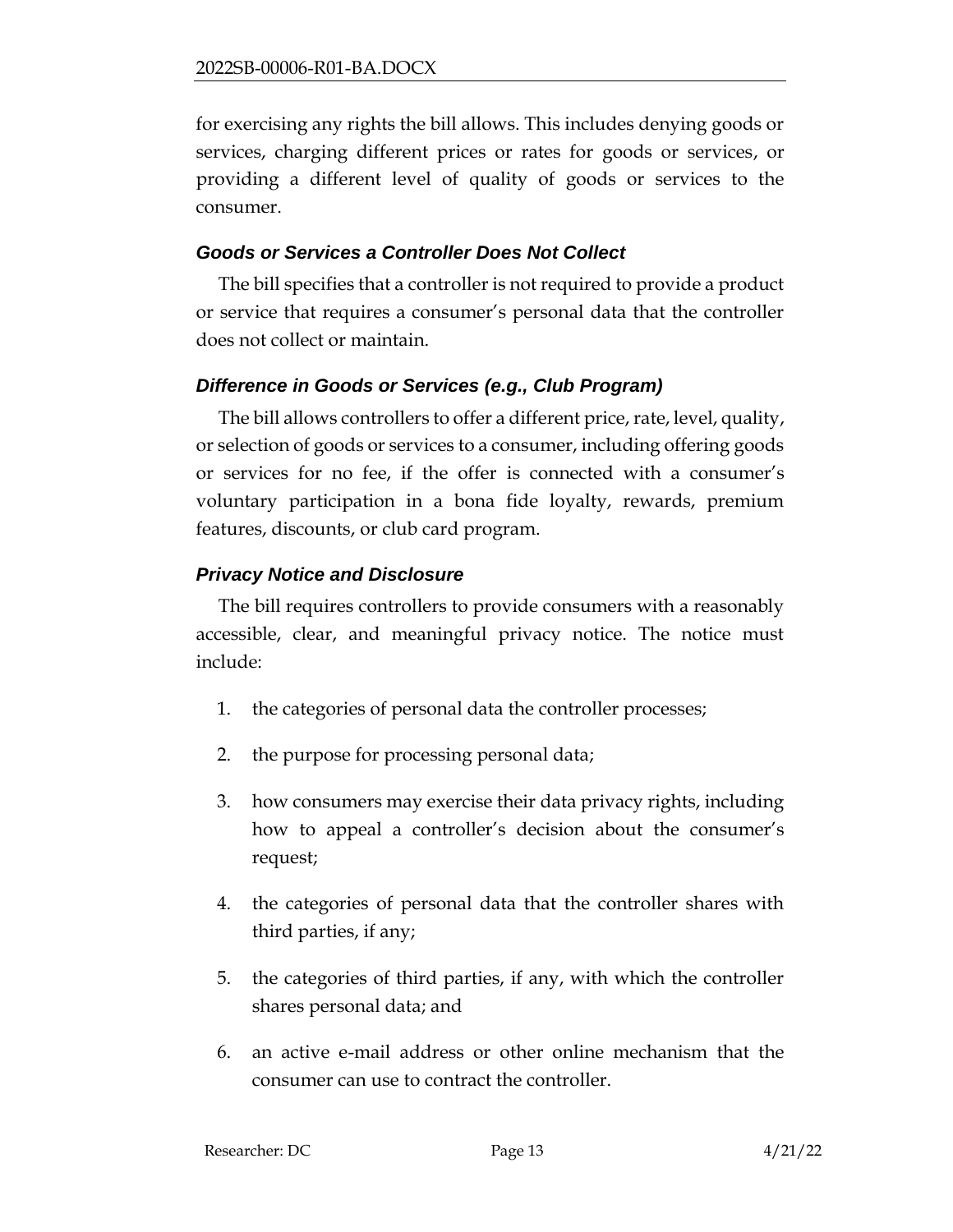for exercising any rights the bill allows. This includes denying goods or services, charging different prices or rates for goods or services, or providing a different level of quality of goods or services to the consumer.

### *Goods or Services a Controller Does Not Collect*

The bill specifies that a controller is not required to provide a product or service that requires a consumer's personal data that the controller does not collect or maintain.

### *Difference in Goods or Services (e.g., Club Program)*

The bill allows controllers to offer a different price, rate, level, quality, or selection of goods or services to a consumer, including offering goods or services for no fee, if the offer is connected with a consumer's voluntary participation in a bona fide loyalty, rewards, premium features, discounts, or club card program.

### *Privacy Notice and Disclosure*

The bill requires controllers to provide consumers with a reasonably accessible, clear, and meaningful privacy notice. The notice must include:

1. the categories of personal data the controller processes;
2. the purpose for processing personal data;
3. how consumers may exercise their data privacy rights, including how to appeal a controller's decision about the consumer's request;
4. the categories of personal data that the controller shares with third parties, if any;
5. the categories of third parties, if any, with which the controller shares personal data; and
6. an active e-mail address or other online mechanism that the consumer can use to contract the controller.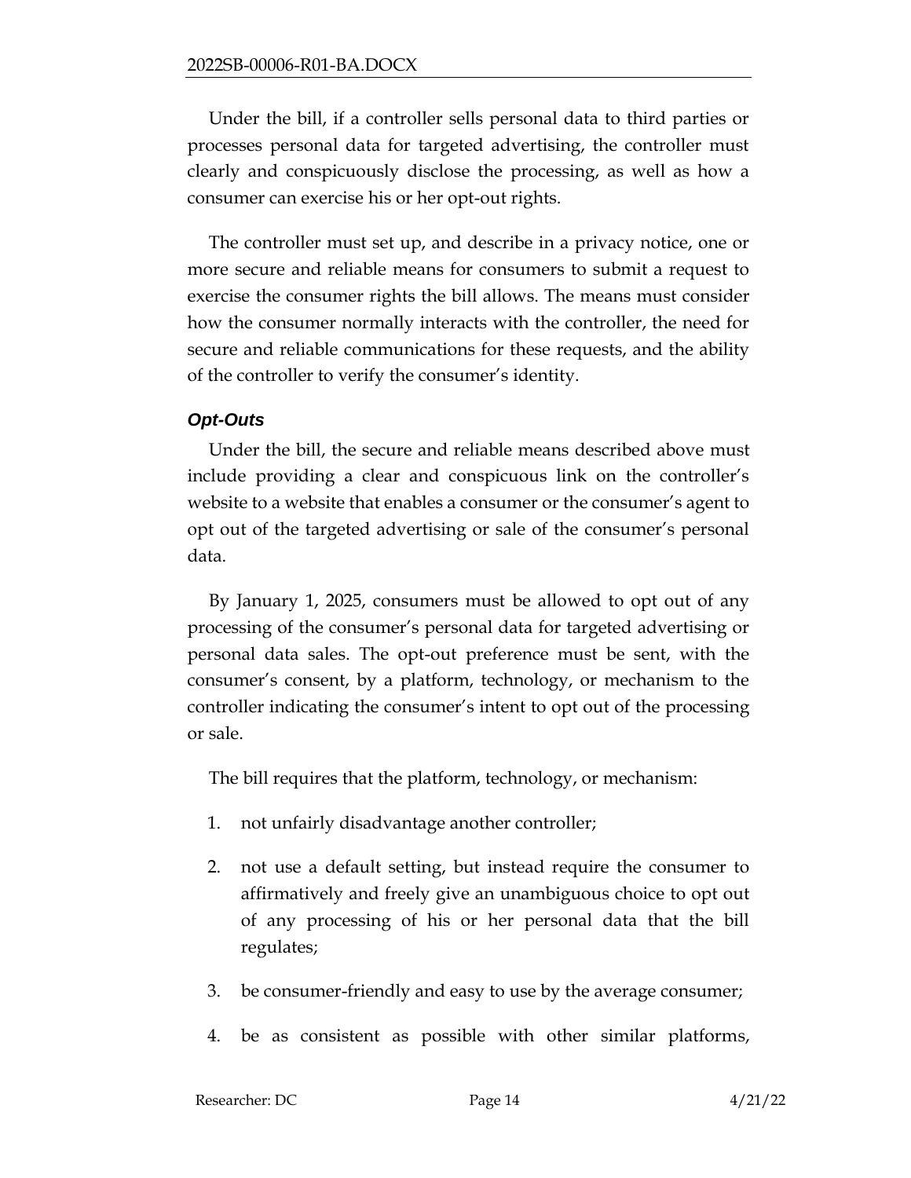Under the bill, if a controller sells personal data to third parties or processes personal data for targeted advertising, the controller must clearly and conspicuously disclose the processing, as well as how a consumer can exercise his or her opt-out rights.

The controller must set up, and describe in a privacy notice, one or more secure and reliable means for consumers to submit a request to exercise the consumer rights the bill allows. The means must consider how the consumer normally interacts with the controller, the need for secure and reliable communications for these requests, and the ability of the controller to verify the consumer's identity.

### *Opt-Outs*

Under the bill, the secure and reliable means described above must include providing a clear and conspicuous link on the controller's website to a website that enables a consumer or the consumer's agent to opt out of the targeted advertising or sale of the consumer's personal data.

By January 1, 2025, consumers must be allowed to opt out of any processing of the consumer's personal data for targeted advertising or personal data sales. The opt-out preference must be sent, with the consumer's consent, by a platform, technology, or mechanism to the controller indicating the consumer's intent to opt out of the processing or sale.

The bill requires that the platform, technology, or mechanism:

1. not unfairly disadvantage another controller;
2. not use a default setting, but instead require the consumer to affirmatively and freely give an unambiguous choice to opt out of any processing of his or her personal data that the bill regulates;
3. be consumer-friendly and easy to use by the average consumer;
4. be as consistent as possible with other similar platforms,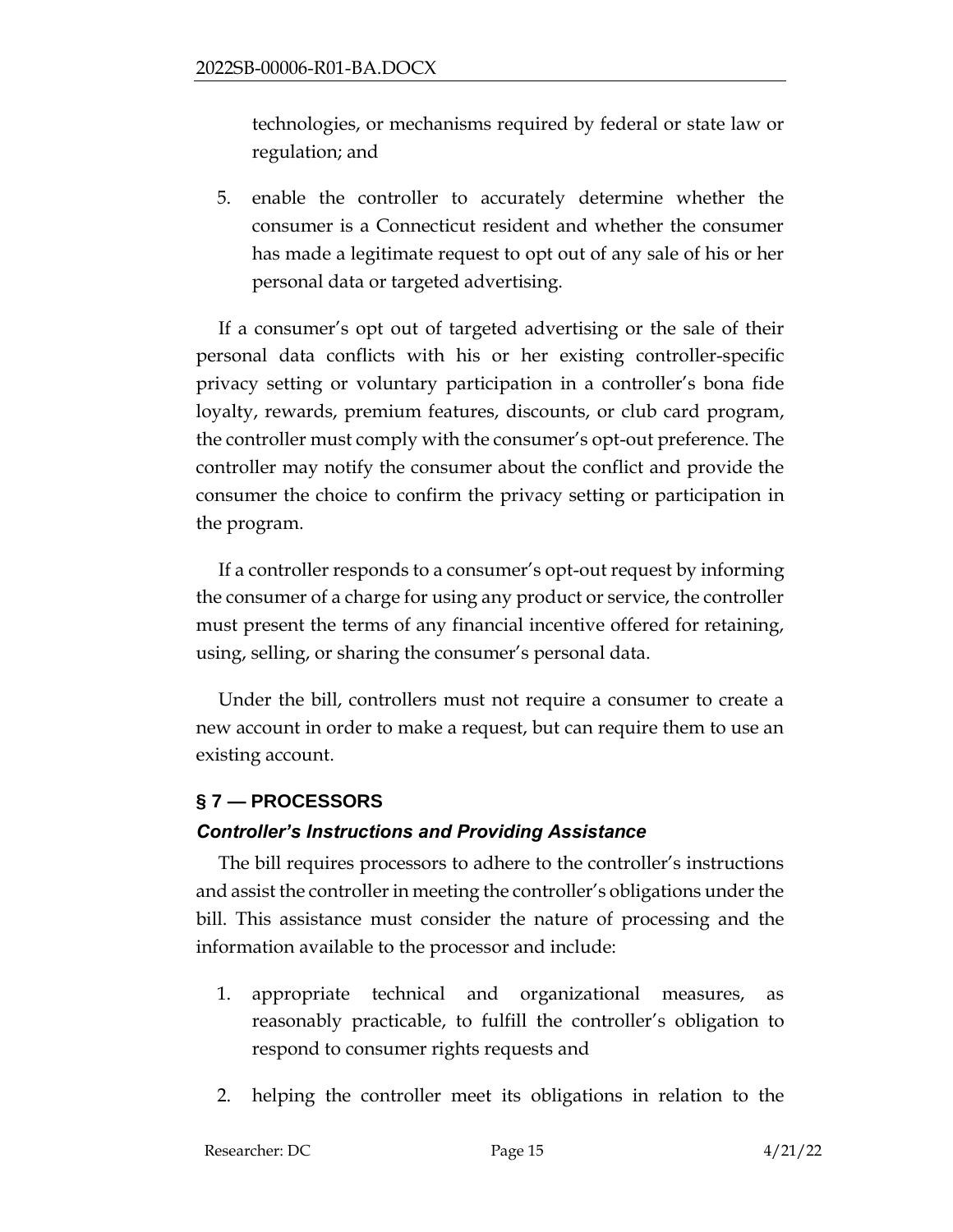technologies, or mechanisms required by federal or state law or regulation; and

5. enable the controller to accurately determine whether the consumer is a Connecticut resident and whether the consumer has made a legitimate request to opt out of any sale of his or her personal data or targeted advertising.

If a consumer's opt out of targeted advertising or the sale of their personal data conflicts with his or her existing controller-specific privacy setting or voluntary participation in a controller's bona fide loyalty, rewards, premium features, discounts, or club card program, the controller must comply with the consumer's opt-out preference. The controller may notify the consumer about the conflict and provide the consumer the choice to confirm the privacy setting or participation in the program.

If a controller responds to a consumer's opt-out request by informing the consumer of a charge for using any product or service, the controller must present the terms of any financial incentive offered for retaining, using, selling, or sharing the consumer's personal data.

Under the bill, controllers must not require a consumer to create a new account in order to make a request, but can require them to use an existing account.

## § 7 — PROCESSORS

### *Controller's Instructions and Providing Assistance*

The bill requires processors to adhere to the controller's instructions and assist the controller in meeting the controller's obligations under the bill. This assistance must consider the nature of processing and the information available to the processor and include:

1. appropriate technical and organizational measures, as reasonably practicable, to fulfill the controller's obligation to respond to consumer rights requests and

2. helping the controller meet its obligations in relation to the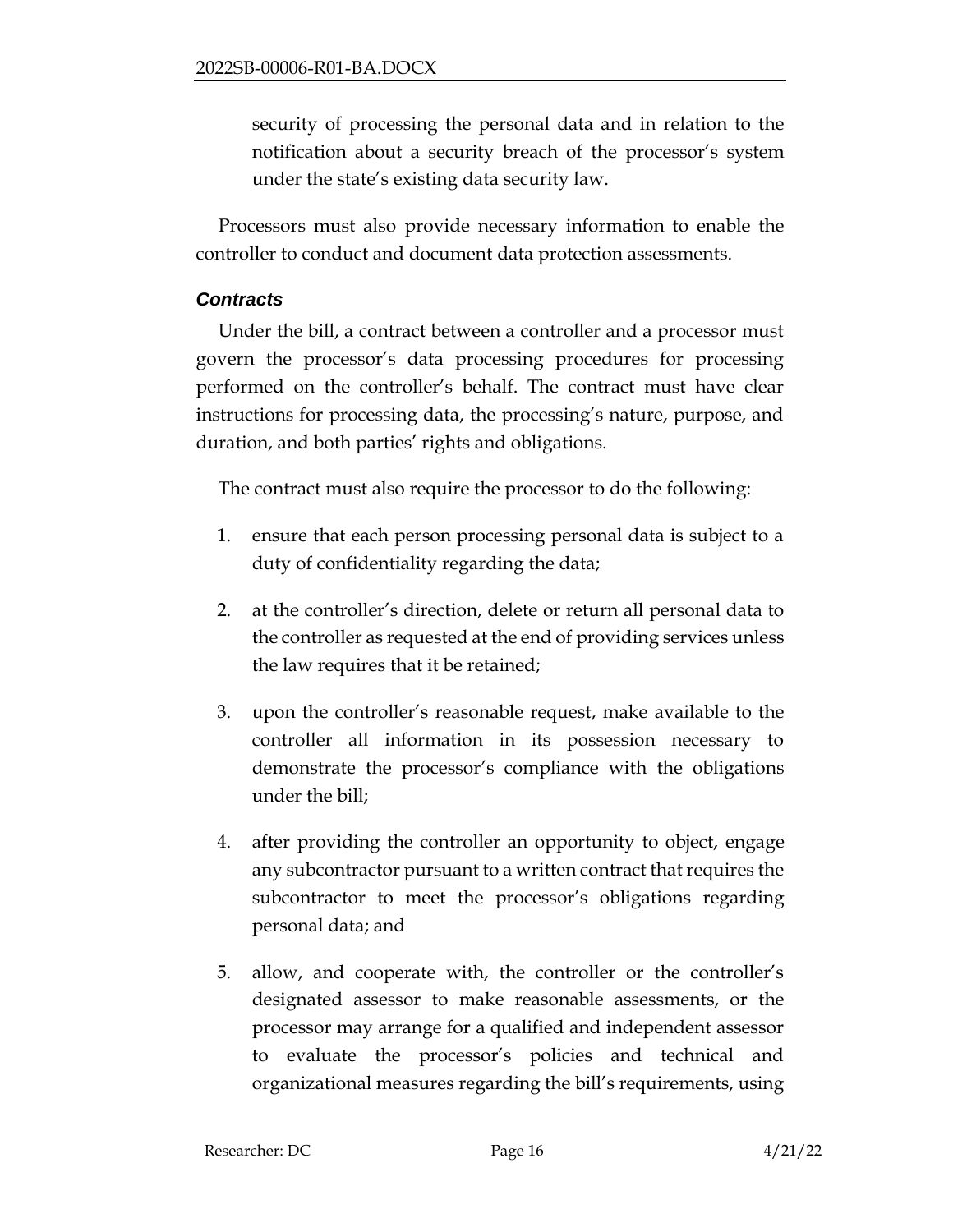security of processing the personal data and in relation to the notification about a security breach of the processor's system under the state's existing data security law.

Processors must also provide necessary information to enable the controller to conduct and document data protection assessments.

### *Contracts*

Under the bill, a contract between a controller and a processor must govern the processor's data processing procedures for processing performed on the controller's behalf. The contract must have clear instructions for processing data, the processing's nature, purpose, and duration, and both parties' rights and obligations.

The contract must also require the processor to do the following:

1. ensure that each person processing personal data is subject to a duty of confidentiality regarding the data;
2. at the controller's direction, delete or return all personal data to the controller as requested at the end of providing services unless the law requires that it be retained;
3. upon the controller's reasonable request, make available to the controller all information in its possession necessary to demonstrate the processor's compliance with the obligations under the bill;
4. after providing the controller an opportunity to object, engage any subcontractor pursuant to a written contract that requires the subcontractor to meet the processor's obligations regarding personal data; and
5. allow, and cooperate with, the controller or the controller's designated assessor to make reasonable assessments, or the processor may arrange for a qualified and independent assessor to evaluate the processor's policies and technical and organizational measures regarding the bill's requirements, using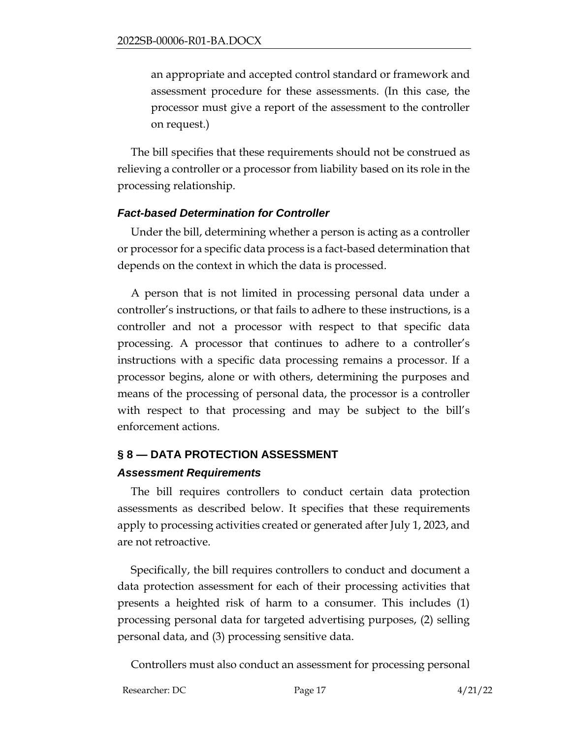an appropriate and accepted control standard or framework and assessment procedure for these assessments. (In this case, the processor must give a report of the assessment to the controller on request.)

The bill specifies that these requirements should not be construed as relieving a controller or a processor from liability based on its role in the processing relationship.

### *Fact-based Determination for Controller*

Under the bill, determining whether a person is acting as a controller or processor for a specific data process is a fact-based determination that depends on the context in which the data is processed.

A person that is not limited in processing personal data under a controller's instructions, or that fails to adhere to these instructions, is a controller and not a processor with respect to that specific data processing. A processor that continues to adhere to a controller's instructions with a specific data processing remains a processor. If a processor begins, alone or with others, determining the purposes and means of the processing of personal data, the processor is a controller with respect to that processing and may be subject to the bill's enforcement actions.

## § 8 — DATA PROTECTION ASSESSMENT

### *Assessment Requirements*

The bill requires controllers to conduct certain data protection assessments as described below. It specifies that these requirements apply to processing activities created or generated after July 1, 2023, and are not retroactive.

Specifically, the bill requires controllers to conduct and document a data protection assessment for each of their processing activities that presents a heighted risk of harm to a consumer. This includes (1) processing personal data for targeted advertising purposes, (2) selling personal data, and (3) processing sensitive data.

Controllers must also conduct an assessment for processing personal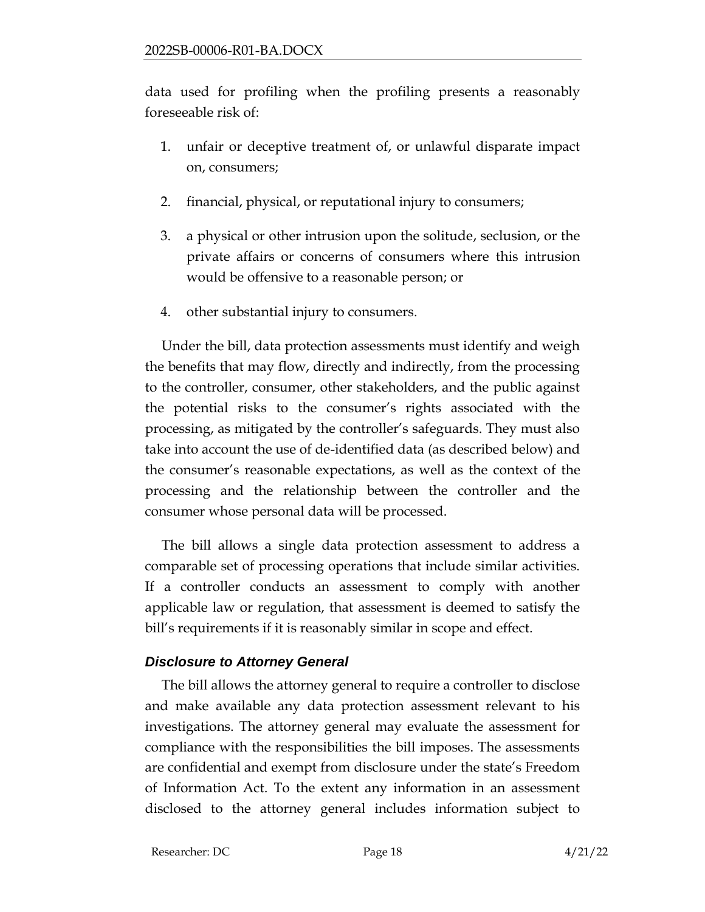data used for profiling when the profiling presents a reasonably foreseeable risk of:

1. unfair or deceptive treatment of, or unlawful disparate impact on, consumers;
2. financial, physical, or reputational injury to consumers;
3. a physical or other intrusion upon the solitude, seclusion, or the private affairs or concerns of consumers where this intrusion would be offensive to a reasonable person; or
4. other substantial injury to consumers.

Under the bill, data protection assessments must identify and weigh the benefits that may flow, directly and indirectly, from the processing to the controller, consumer, other stakeholders, and the public against the potential risks to the consumer's rights associated with the processing, as mitigated by the controller's safeguards. They must also take into account the use of de-identified data (as described below) and the consumer's reasonable expectations, as well as the context of the processing and the relationship between the controller and the consumer whose personal data will be processed.

The bill allows a single data protection assessment to address a comparable set of processing operations that include similar activities. If a controller conducts an assessment to comply with another applicable law or regulation, that assessment is deemed to satisfy the bill's requirements if it is reasonably similar in scope and effect.

### *Disclosure to Attorney General*

The bill allows the attorney general to require a controller to disclose and make available any data protection assessment relevant to his investigations. The attorney general may evaluate the assessment for compliance with the responsibilities the bill imposes. The assessments are confidential and exempt from disclosure under the state's Freedom of Information Act. To the extent any information in an assessment disclosed to the attorney general includes information subject to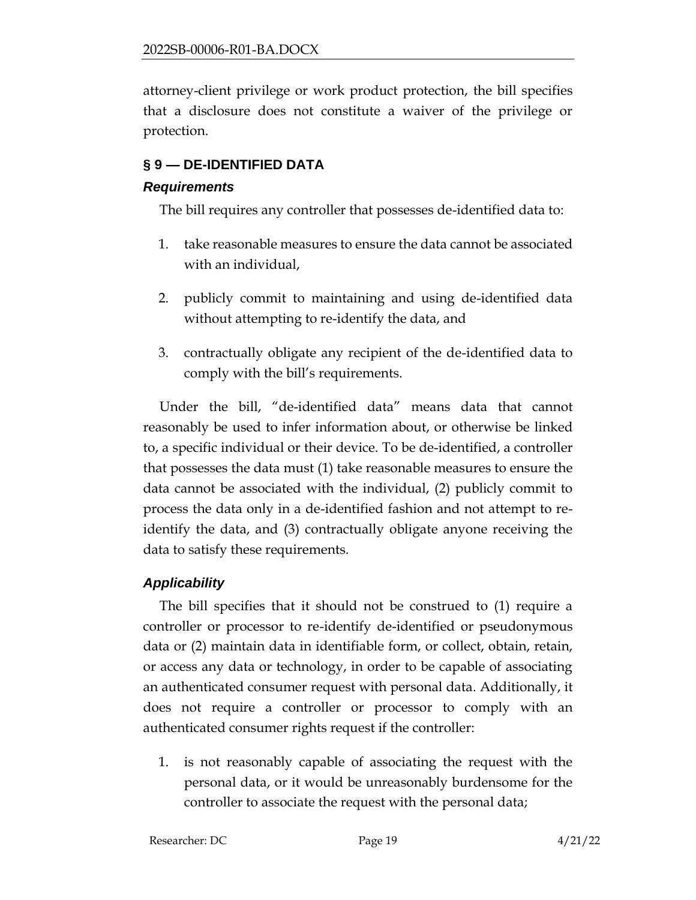attorney-client privilege or work product protection, the bill specifies that a disclosure does not constitute a waiver of the privilege or protection.

## § 9 — DE-IDENTIFIED DATA

### *Requirements*

The bill requires any controller that possesses de-identified data to:

1. take reasonable measures to ensure the data cannot be associated with an individual,
2. publicly commit to maintaining and using de-identified data without attempting to re-identify the data, and
3. contractually obligate any recipient of the de-identified data to comply with the bill's requirements.

Under the bill, "de-identified data" means data that cannot reasonably be used to infer information about, or otherwise be linked to, a specific individual or their device. To be de-identified, a controller that possesses the data must (1) take reasonable measures to ensure the data cannot be associated with the individual, (2) publicly commit to process the data only in a de-identified fashion and not attempt to re-identify the data, and (3) contractually obligate anyone receiving the data to satisfy these requirements.

### *Applicability*

The bill specifies that it should not be construed to (1) require a controller or processor to re-identify de-identified or pseudonymous data or (2) maintain data in identifiable form, or collect, obtain, retain, or access any data or technology, in order to be capable of associating an authenticated consumer request with personal data. Additionally, it does not require a controller or processor to comply with an authenticated consumer rights request if the controller:

1. is not reasonably capable of associating the request with the personal data, or it would be unreasonably burdensome for the controller to associate the request with the personal data;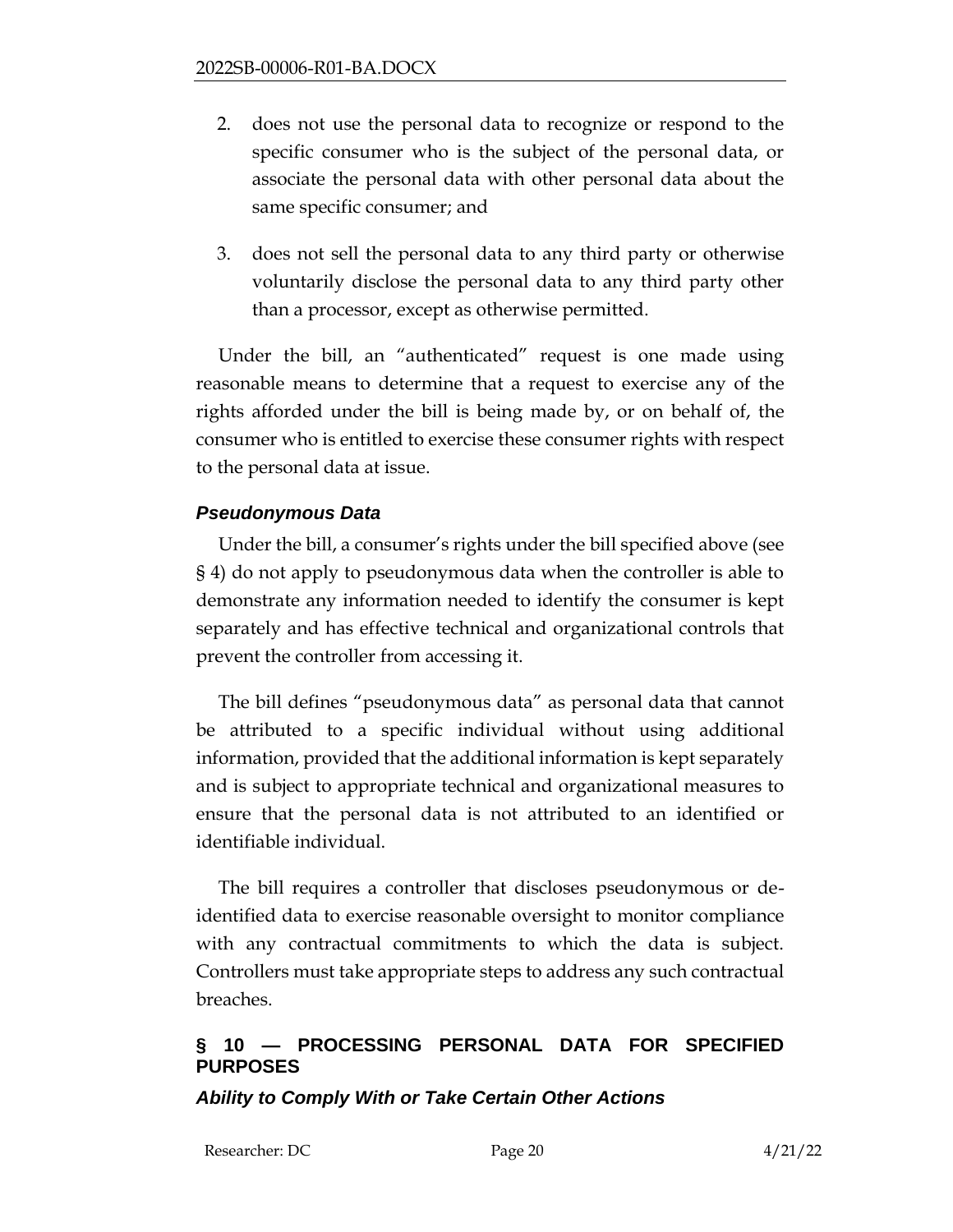2. does not use the personal data to recognize or respond to the specific consumer who is the subject of the personal data, or associate the personal data with other personal data about the same specific consumer; and

3. does not sell the personal data to any third party or otherwise voluntarily disclose the personal data to any third party other than a processor, except as otherwise permitted.

Under the bill, an "authenticated" request is one made using reasonable means to determine that a request to exercise any of the rights afforded under the bill is being made by, or on behalf of, the consumer who is entitled to exercise these consumer rights with respect to the personal data at issue.

### *Pseudonymous Data*

Under the bill, a consumer's rights under the bill specified above (see § 4) do not apply to pseudonymous data when the controller is able to demonstrate any information needed to identify the consumer is kept separately and has effective technical and organizational controls that prevent the controller from accessing it.

The bill defines "pseudonymous data" as personal data that cannot be attributed to a specific individual without using additional information, provided that the additional information is kept separately and is subject to appropriate technical and organizational measures to ensure that the personal data is not attributed to an identified or identifiable individual.

The bill requires a controller that discloses pseudonymous or de-identified data to exercise reasonable oversight to monitor compliance with any contractual commitments to which the data is subject. Controllers must take appropriate steps to address any such contractual breaches.

## § 10 — PROCESSING PERSONAL DATA FOR SPECIFIED PURPOSES

### *Ability to Comply With or Take Certain Other Actions*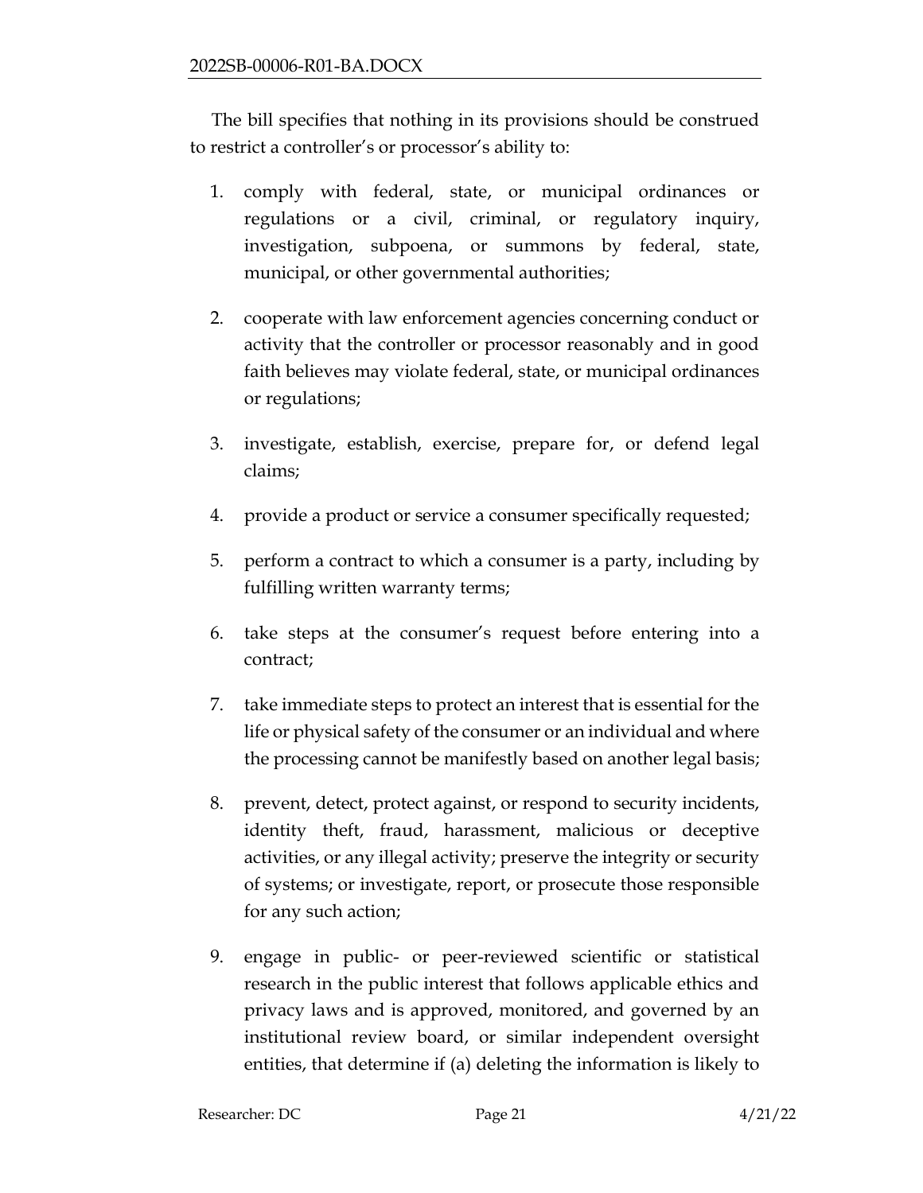The bill specifies that nothing in its provisions should be construed to restrict a controller's or processor's ability to:

1. comply with federal, state, or municipal ordinances or regulations or a civil, criminal, or regulatory inquiry, investigation, subpoena, or summons by federal, state, municipal, or other governmental authorities;
2. cooperate with law enforcement agencies concerning conduct or activity that the controller or processor reasonably and in good faith believes may violate federal, state, or municipal ordinances or regulations;
3. investigate, establish, exercise, prepare for, or defend legal claims;
4. provide a product or service a consumer specifically requested;
5. perform a contract to which a consumer is a party, including by fulfilling written warranty terms;
6. take steps at the consumer's request before entering into a contract;
7. take immediate steps to protect an interest that is essential for the life or physical safety of the consumer or an individual and where the processing cannot be manifestly based on another legal basis;
8. prevent, detect, protect against, or respond to security incidents, identity theft, fraud, harassment, malicious or deceptive activities, or any illegal activity; preserve the integrity or security of systems; or investigate, report, or prosecute those responsible for any such action;
9. engage in public- or peer-reviewed scientific or statistical research in the public interest that follows applicable ethics and privacy laws and is approved, monitored, and governed by an institutional review board, or similar independent oversight entities, that determine if (a) deleting the information is likely to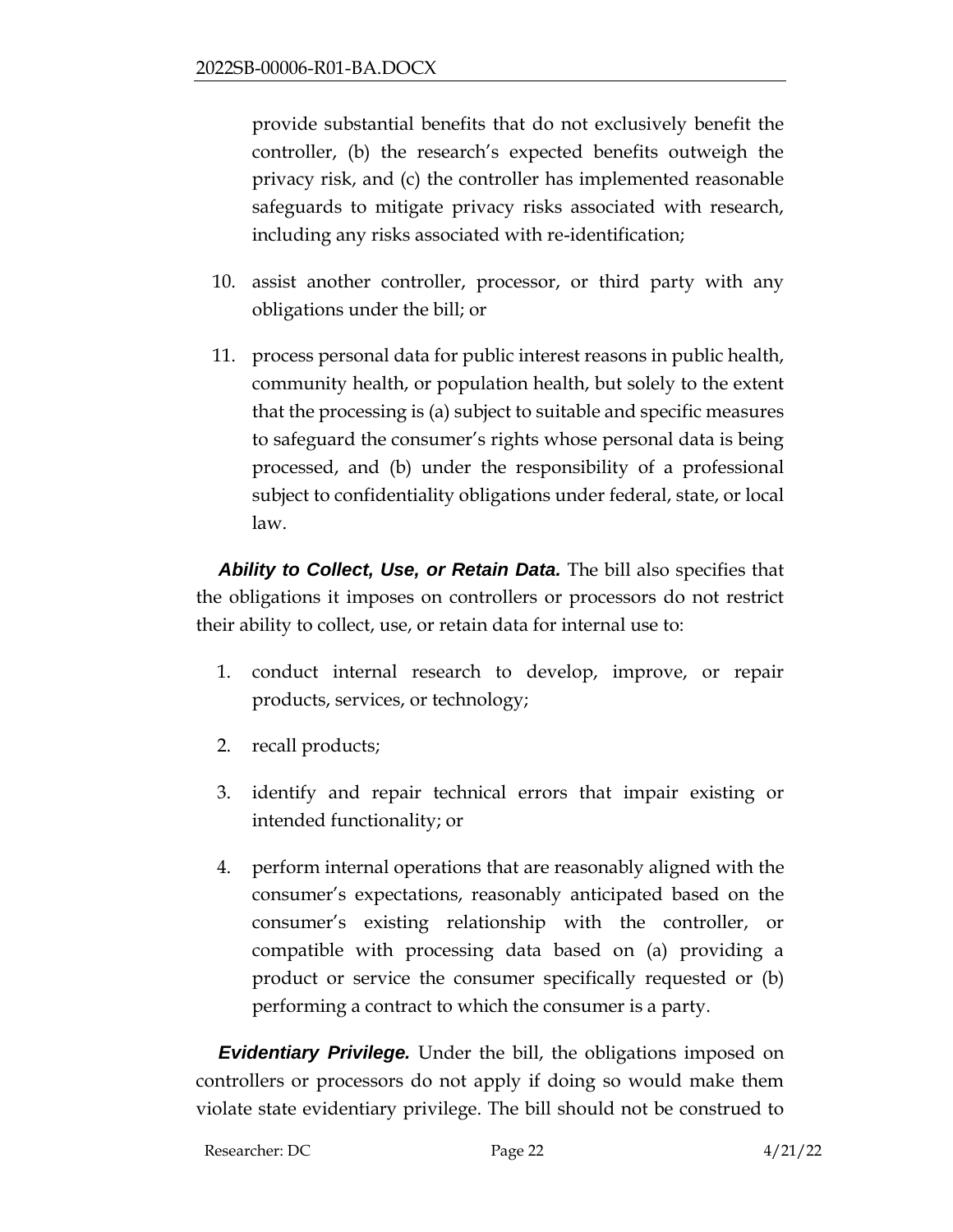provide substantial benefits that do not exclusively benefit the controller, (b) the research's expected benefits outweigh the privacy risk, and (c) the controller has implemented reasonable safeguards to mitigate privacy risks associated with research, including any risks associated with re-identification;

10. assist another controller, processor, or third party with any obligations under the bill; or

11. process personal data for public interest reasons in public health, community health, or population health, but solely to the extent that the processing is (a) subject to suitable and specific measures to safeguard the consumer's rights whose personal data is being processed, and (b) under the responsibility of a professional subject to confidentiality obligations under federal, state, or local law.

***Ability to Collect, Use, or Retain Data.*** The bill also specifies that the obligations it imposes on controllers or processors do not restrict their ability to collect, use, or retain data for internal use to:

1. conduct internal research to develop, improve, or repair products, services, or technology;
2. recall products;
3. identify and repair technical errors that impair existing or intended functionality; or
4. perform internal operations that are reasonably aligned with the consumer's expectations, reasonably anticipated based on the consumer's existing relationship with the controller, or compatible with processing data based on (a) providing a product or service the consumer specifically requested or (b) performing a contract to which the consumer is a party.

***Evidentiary Privilege.*** Under the bill, the obligations imposed on controllers or processors do not apply if doing so would make them violate state evidentiary privilege. The bill should not be construed to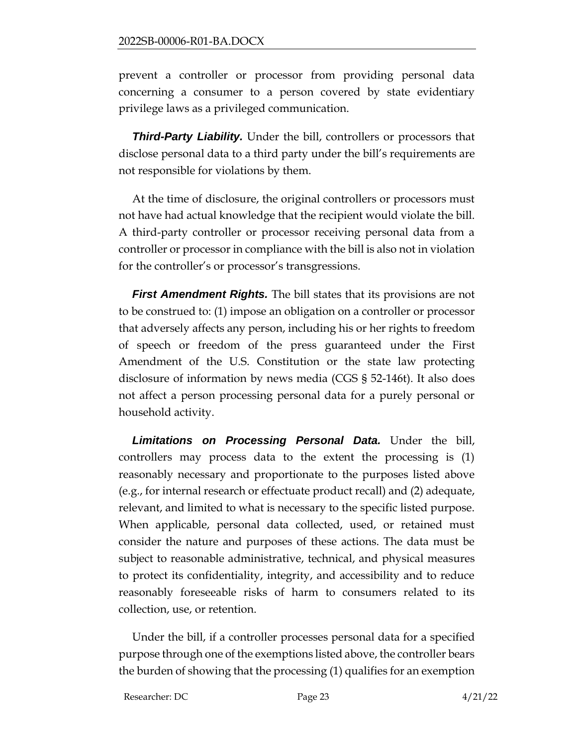prevent a controller or processor from providing personal data concerning a consumer to a person covered by state evidentiary privilege laws as a privileged communication.

***Third-Party Liability.*** Under the bill, controllers or processors that disclose personal data to a third party under the bill's requirements are not responsible for violations by them.

At the time of disclosure, the original controllers or processors must not have had actual knowledge that the recipient would violate the bill. A third-party controller or processor receiving personal data from a controller or processor in compliance with the bill is also not in violation for the controller's or processor's transgressions.

***First Amendment Rights.*** The bill states that its provisions are not to be construed to: (1) impose an obligation on a controller or processor that adversely affects any person, including his or her rights to freedom of speech or freedom of the press guaranteed under the First Amendment of the U.S. Constitution or the state law protecting disclosure of information by news media (CGS § 52-146t). It also does not affect a person processing personal data for a purely personal or household activity.

***Limitations on Processing Personal Data.*** Under the bill, controllers may process data to the extent the processing is (1) reasonably necessary and proportionate to the purposes listed above (e.g., for internal research or effectuate product recall) and (2) adequate, relevant, and limited to what is necessary to the specific listed purpose. When applicable, personal data collected, used, or retained must consider the nature and purposes of these actions. The data must be subject to reasonable administrative, technical, and physical measures to protect its confidentiality, integrity, and accessibility and to reduce reasonably foreseeable risks of harm to consumers related to its collection, use, or retention.

Under the bill, if a controller processes personal data for a specified purpose through one of the exemptions listed above, the controller bears the burden of showing that the processing (1) qualifies for an exemption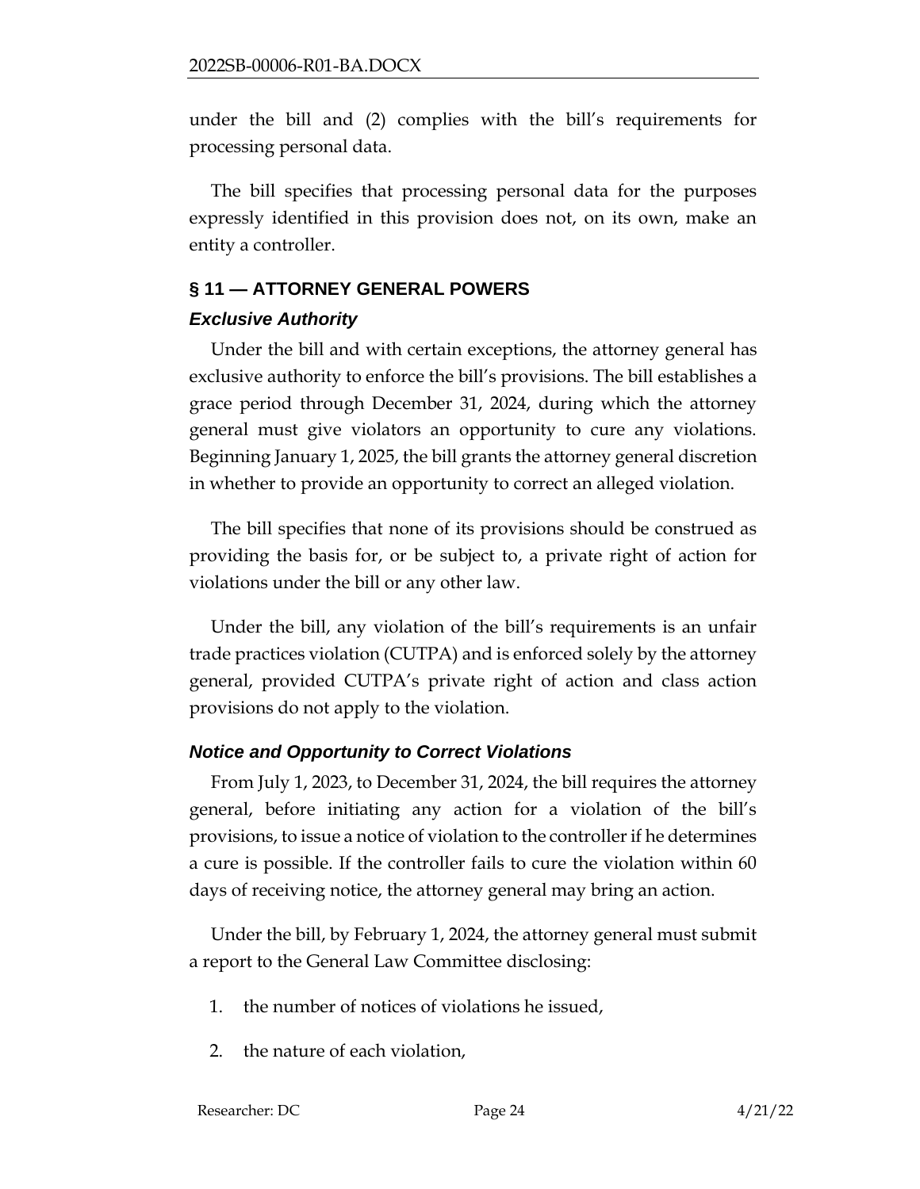under the bill and (2) complies with the bill's requirements for processing personal data.

The bill specifies that processing personal data for the purposes expressly identified in this provision does not, on its own, make an entity a controller.

## § 11 — ATTORNEY GENERAL POWERS

### *Exclusive Authority*

Under the bill and with certain exceptions, the attorney general has exclusive authority to enforce the bill's provisions. The bill establishes a grace period through December 31, 2024, during which the attorney general must give violators an opportunity to cure any violations. Beginning January 1, 2025, the bill grants the attorney general discretion in whether to provide an opportunity to correct an alleged violation.

The bill specifies that none of its provisions should be construed as providing the basis for, or be subject to, a private right of action for violations under the bill or any other law.

Under the bill, any violation of the bill's requirements is an unfair trade practices violation (CUTPA) and is enforced solely by the attorney general, provided CUTPA's private right of action and class action provisions do not apply to the violation.

### *Notice and Opportunity to Correct Violations*

From July 1, 2023, to December 31, 2024, the bill requires the attorney general, before initiating any action for a violation of the bill's provisions, to issue a notice of violation to the controller if he determines a cure is possible. If the controller fails to cure the violation within 60 days of receiving notice, the attorney general may bring an action.

Under the bill, by February 1, 2024, the attorney general must submit a report to the General Law Committee disclosing:

1. the number of notices of violations he issued,
2. the nature of each violation,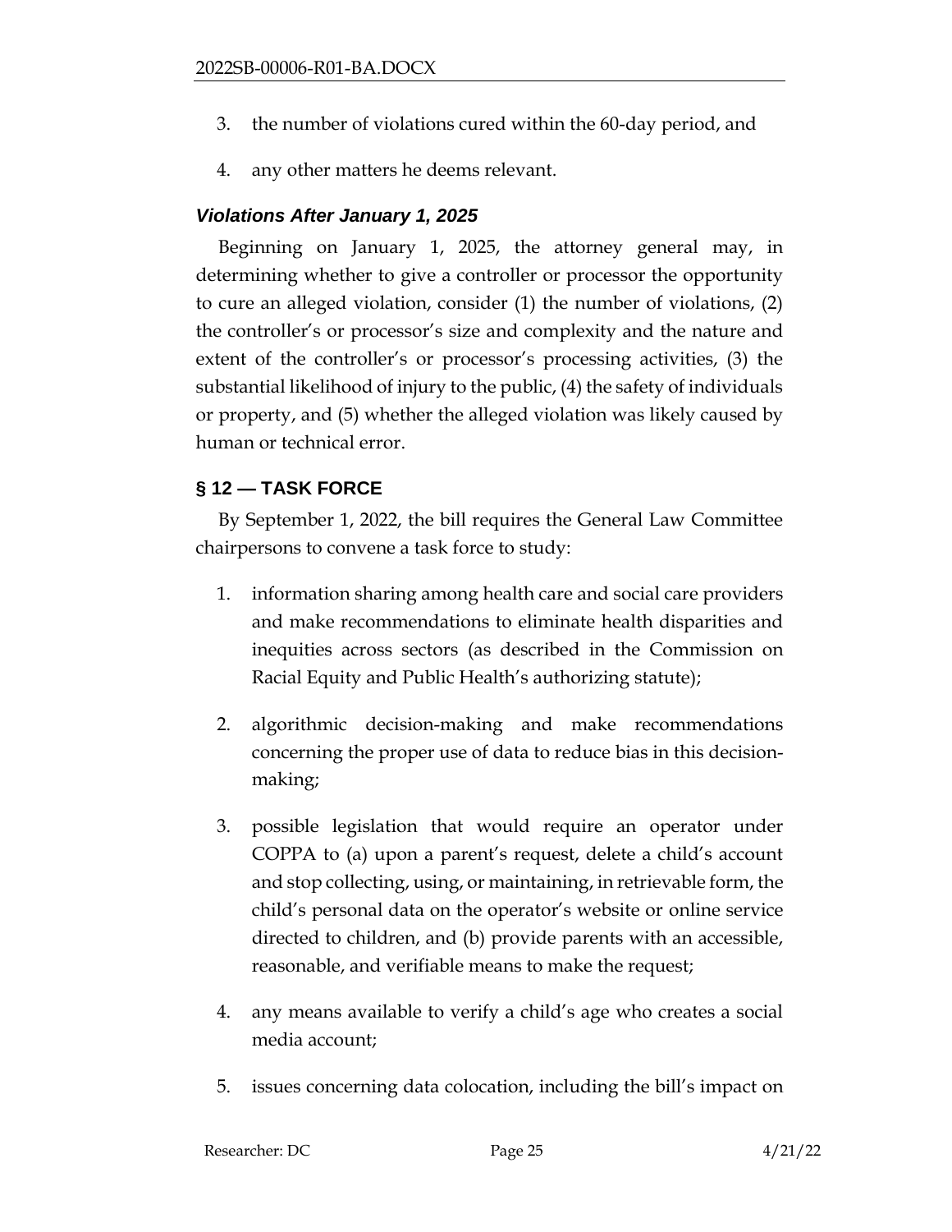3. the number of violations cured within the 60-day period, and

4. any other matters he deems relevant.

### *Violations After January 1, 2025*

Beginning on January 1, 2025, the attorney general may, in determining whether to give a controller or processor the opportunity to cure an alleged violation, consider (1) the number of violations, (2) the controller's or processor's size and complexity and the nature and extent of the controller's or processor's processing activities, (3) the substantial likelihood of injury to the public, (4) the safety of individuals or property, and (5) whether the alleged violation was likely caused by human or technical error.

## § 12 — TASK FORCE

By September 1, 2022, the bill requires the General Law Committee chairpersons to convene a task force to study:

1. information sharing among health care and social care providers and make recommendations to eliminate health disparities and inequities across sectors (as described in the Commission on Racial Equity and Public Health's authorizing statute);

2. algorithmic decision-making and make recommendations concerning the proper use of data to reduce bias in this decision-making;

3. possible legislation that would require an operator under COPPA to (a) upon a parent's request, delete a child's account and stop collecting, using, or maintaining, in retrievable form, the child's personal data on the operator's website or online service directed to children, and (b) provide parents with an accessible, reasonable, and verifiable means to make the request;

4. any means available to verify a child's age who creates a social media account;

5. issues concerning data colocation, including the bill's impact on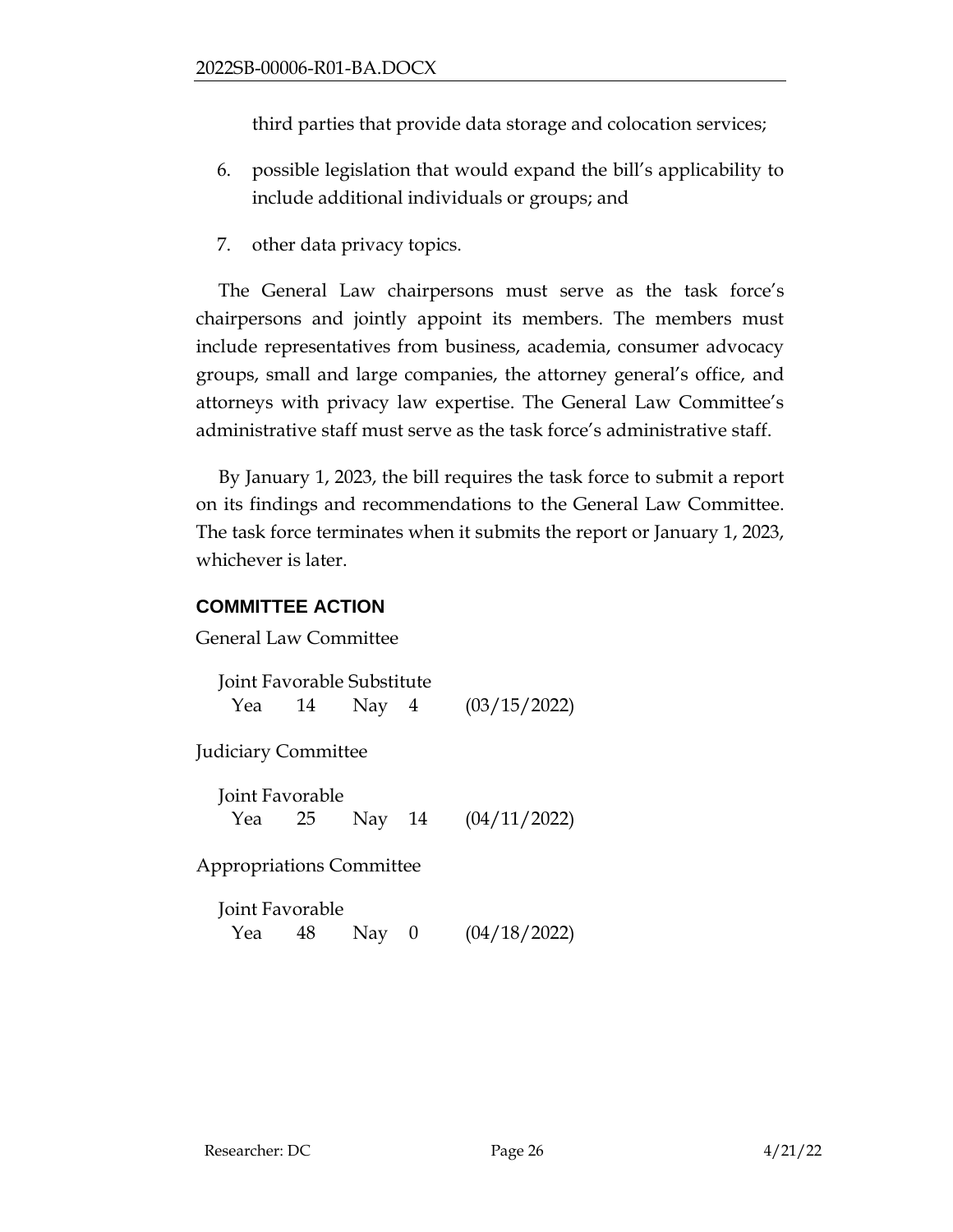third parties that provide data storage and colocation services;

6. possible legislation that would expand the bill's applicability to include additional individuals or groups; and

7. other data privacy topics.

The General Law chairpersons must serve as the task force's chairpersons and jointly appoint its members. The members must include representatives from business, academia, consumer advocacy groups, small and large companies, the attorney general's office, and attorneys with privacy law expertise. The General Law Committee's administrative staff must serve as the task force's administrative staff.

By January 1, 2023, the bill requires the task force to submit a report on its findings and recommendations to the General Law Committee. The task force terminates when it submits the report or January 1, 2023, whichever is later.

## COMMITTEE ACTION

General Law Committee

Joint Favorable Substitute
Yea 14 Nay 4 (03/15/2022)

Judiciary Committee

Joint Favorable
Yea 25 Nay 14 (04/11/2022)

Appropriations Committee

Joint Favorable
Yea 48 Nay 0 (04/18/2022)